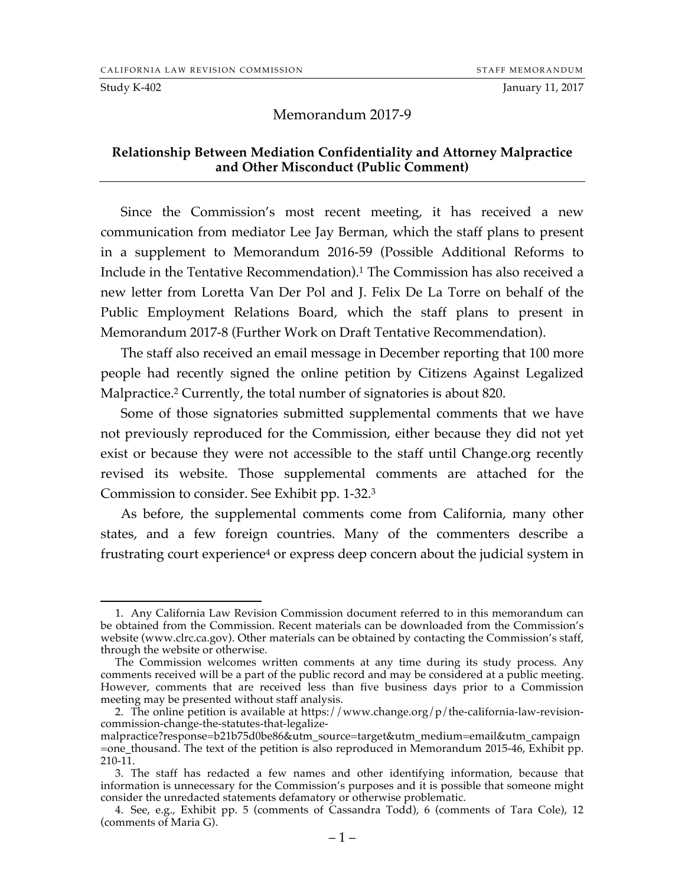CALIFORNIA LAW REVISION COMMISSION — STAFF MEMORANDUM

Study K-402 — January 11, 2017

# Memorandum 2017-9

## Relationship Between Mediation Confidentiality and Attorney Malpractice and Other Misconduct (Public Comment)

Since the Commission's most recent meeting, it has received a new communication from mediator Lee Jay Berman, which the staff plans to present in a supplement to Memorandum 2016-59 (Possible Additional Reforms to Include in the Tentative Recommendation).[1] The Commission has also received a new letter from Loretta Van Der Pol and J. Felix De La Torre on behalf of the Public Employment Relations Board, which the staff plans to present in Memorandum 2017-8 (Further Work on Draft Tentative Recommendation).

The staff also received an email message in December reporting that 100 more people had recently signed the online petition by Citizens Against Legalized Malpractice.[2] Currently, the total number of signatories is about 820.

Some of those signatories submitted supplemental comments that we have not previously reproduced for the Commission, either because they did not yet exist or because they were not accessible to the staff until Change.org recently revised its website. Those supplemental comments are attached for the Commission to consider. See Exhibit pp. 1-32.[3]

As before, the supplemental comments come from California, many other states, and a few foreign countries. Many of the commenters describe a frustrating court experience[4] or express deep concern about the judicial system in

---

1. Any California Law Revision Commission document referred to in this memorandum can be obtained from the Commission. Recent materials can be downloaded from the Commission's website (www.clrc.ca.gov). Other materials can be obtained by contacting the Commission's staff, through the website or otherwise.

The Commission welcomes written comments at any time during its study process. Any comments received will be a part of the public record and may be considered at a public meeting. However, comments that are received less than five business days prior to a Commission meeting may be presented without staff analysis.

2. The online petition is available at https://www.change.org/p/the-california-law-revision-commission-change-the-statutes-that-legalize-malpractice?response=b21b75d0be86&utm_source=target&utm_medium=email&utm_campaign=one_thousand. The text of the petition is also reproduced in Memorandum 2015-46, Exhibit pp. 210-11.

3. The staff has redacted a few names and other identifying information, because that information is unnecessary for the Commission's purposes and it is possible that someone might consider the unredacted statements defamatory or otherwise problematic.

4. See, e.g., Exhibit pp. 5 (comments of Cassandra Todd), 6 (comments of Tara Cole), 12 (comments of Maria G).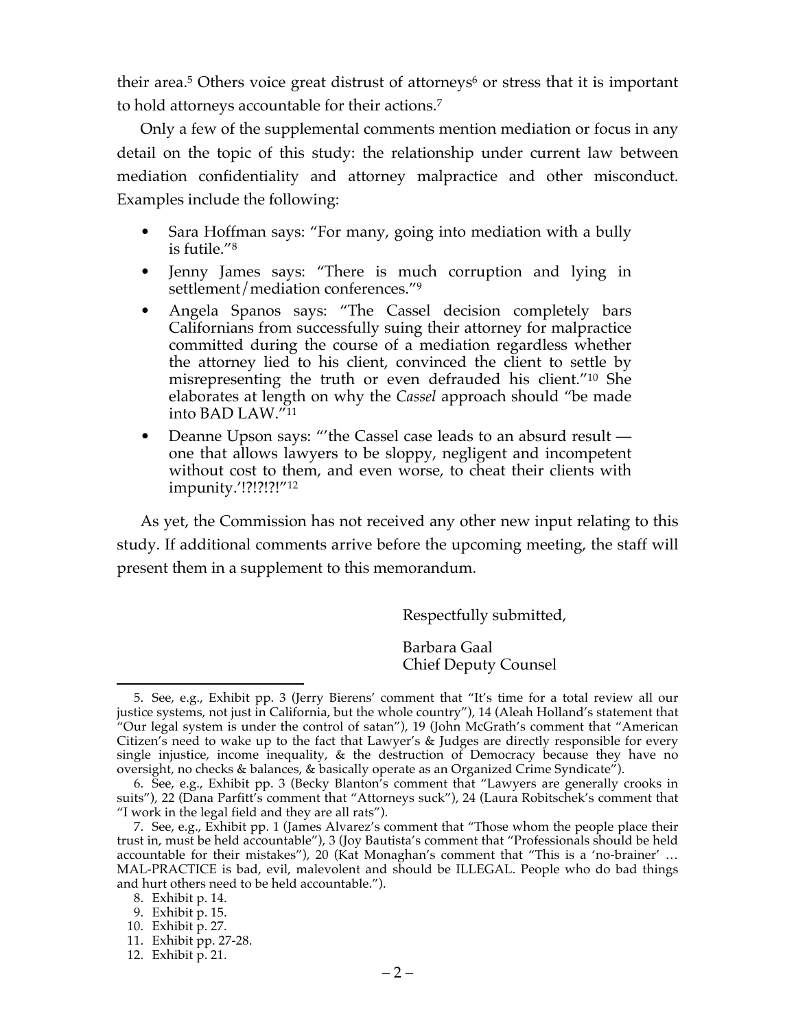their area.[5] Others voice great distrust of attorneys[6] or stress that it is important to hold attorneys accountable for their actions.[7]

Only a few of the supplemental comments mention mediation or focus in any detail on the topic of this study: the relationship under current law between mediation confidentiality and attorney malpractice and other misconduct. Examples include the following:

- Sara Hoffman says: "For many, going into mediation with a bully is futile."[8]
- Jenny James says: "There is much corruption and lying in settlement/mediation conferences."[9]
- Angela Spanos says: "The Cassel decision completely bars Californians from successfully suing their attorney for malpractice committed during the course of a mediation regardless whether the attorney lied to his client, convinced the client to settle by misrepresenting the truth or even defrauded his client."[10] She elaborates at length on why the *Cassel* approach should "be made into BAD LAW."[11]
- Deanne Upson says: "'the Cassel case leads to an absurd result — one that allows lawyers to be sloppy, negligent and incompetent without cost to them, and even worse, to cheat their clients with impunity.'!?!?!?!"[12]

As yet, the Commission has not received any other new input relating to this study. If additional comments arrive before the upcoming meeting, the staff will present them in a supplement to this memorandum.

Respectfully submitted,

Barbara Gaal
Chief Deputy Counsel

---

5. See, e.g., Exhibit pp. 3 (Jerry Bierens' comment that "It's time for a total review all our justice systems, not just in California, but the whole country"), 14 (Aleah Holland's statement that "Our legal system is under the control of satan"), 19 (John McGrath's comment that "American Citizen's need to wake up to the fact that Lawyer's & Judges are directly responsible for every single injustice, income inequality, & the destruction of Democracy because they have no oversight, no checks & balances, & basically operate as an Organized Crime Syndicate").

6. See, e.g., Exhibit pp. 3 (Becky Blanton's comment that "Lawyers are generally crooks in suits"), 22 (Dana Parfitt's comment that "Attorneys suck"), 24 (Laura Robitschek's comment that "I work in the legal field and they are all rats").

7. See, e.g., Exhibit pp. 1 (James Alvarez's comment that "Those whom the people place their trust in, must be held accountable"), 3 (Joy Bautista's comment that "Professionals should be held accountable for their mistakes"), 20 (Kat Monaghan's comment that "This is a 'no-brainer' … MAL-PRACTICE is bad, evil, malevolent and should be ILLEGAL. People who do bad things and hurt others need to be held accountable.").

8. Exhibit p. 14.

9. Exhibit p. 15.

10. Exhibit p. 27.

11. Exhibit pp. 27-28.

12. Exhibit p. 21.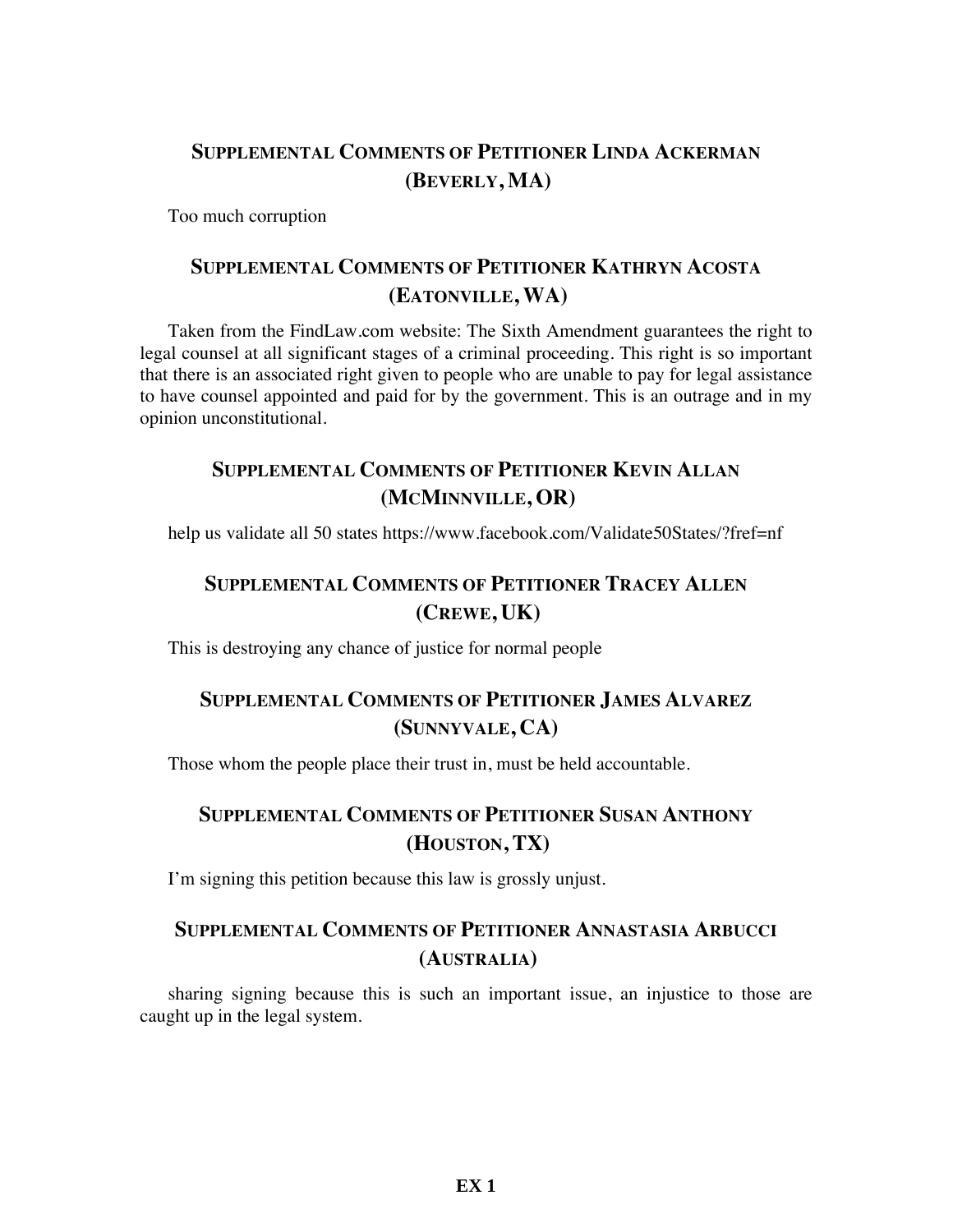## Supplemental Comments of Petitioner Linda Ackerman (Beverly, MA)

Too much corruption

## Supplemental Comments of Petitioner Kathryn Acosta (Eatonville, WA)

Taken from the FindLaw.com website: The Sixth Amendment guarantees the right to legal counsel at all significant stages of a criminal proceeding. This right is so important that there is an associated right given to people who are unable to pay for legal assistance to have counsel appointed and paid for by the government. This is an outrage and in my opinion unconstitutional.

## Supplemental Comments of Petitioner Kevin Allan (McMinnville, OR)

help us validate all 50 states https://www.facebook.com/Validate50States/?fref=nf

## Supplemental Comments of Petitioner Tracey Allen (Crewe, UK)

This is destroying any chance of justice for normal people

## Supplemental Comments of Petitioner James Alvarez (Sunnyvale, CA)

Those whom the people place their trust in, must be held accountable.

## Supplemental Comments of Petitioner Susan Anthony (Houston, TX)

I'm signing this petition because this law is grossly unjust.

## Supplemental Comments of Petitioner Annastasia Arbucci (Australia)

sharing signing because this is such an important issue, an injustice to those are caught up in the legal system.

EX 1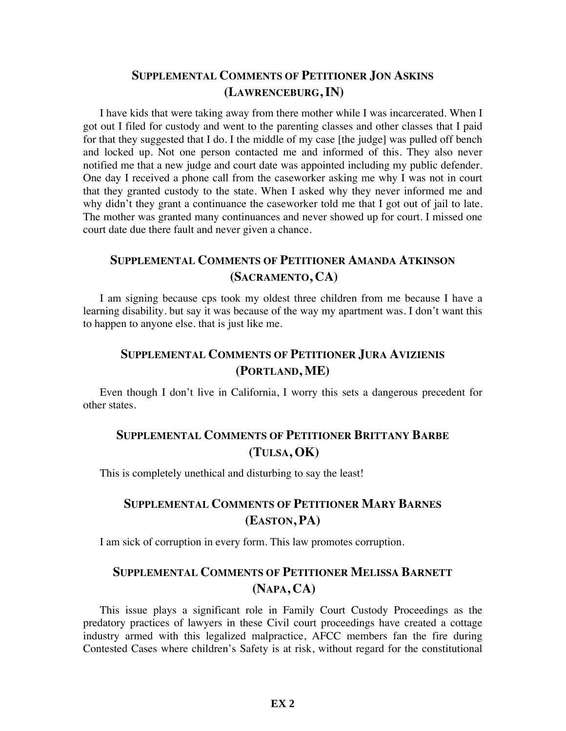## Supplemental Comments of Petitioner Jon Askins (Lawrenceburg, IN)

I have kids that were taking away from there mother while I was incarcerated. When I got out I filed for custody and went to the parenting classes and other classes that I paid for that they suggested that I do. I the middle of my case [the judge] was pulled off bench and locked up. Not one person contacted me and informed of this. They also never notified me that a new judge and court date was appointed including my public defender. One day I received a phone call from the caseworker asking me why I was not in court that they granted custody to the state. When I asked why they never informed me and why didn't they grant a continuance the caseworker told me that I got out of jail to late. The mother was granted many continuances and never showed up for court. I missed one court date due there fault and never given a chance.

## Supplemental Comments of Petitioner Amanda Atkinson (Sacramento, CA)

I am signing because cps took my oldest three children from me because I have a learning disability. but say it was because of the way my apartment was. I don't want this to happen to anyone else. that is just like me.

## Supplemental Comments of Petitioner Jura Avizienis (Portland, ME)

Even though I don't live in California, I worry this sets a dangerous precedent for other states.

## Supplemental Comments of Petitioner Brittany Barbe (Tulsa, OK)

This is completely unethical and disturbing to say the least!

## Supplemental Comments of Petitioner Mary Barnes (Easton, PA)

I am sick of corruption in every form. This law promotes corruption.

## Supplemental Comments of Petitioner Melissa Barnett (Napa, CA)

This issue plays a significant role in Family Court Custody Proceedings as the predatory practices of lawyers in these Civil court proceedings have created a cottage industry armed with this legalized malpractice, AFCC members fan the fire during Contested Cases where children's Safety is at risk, without regard for the constitutional

**EX 2**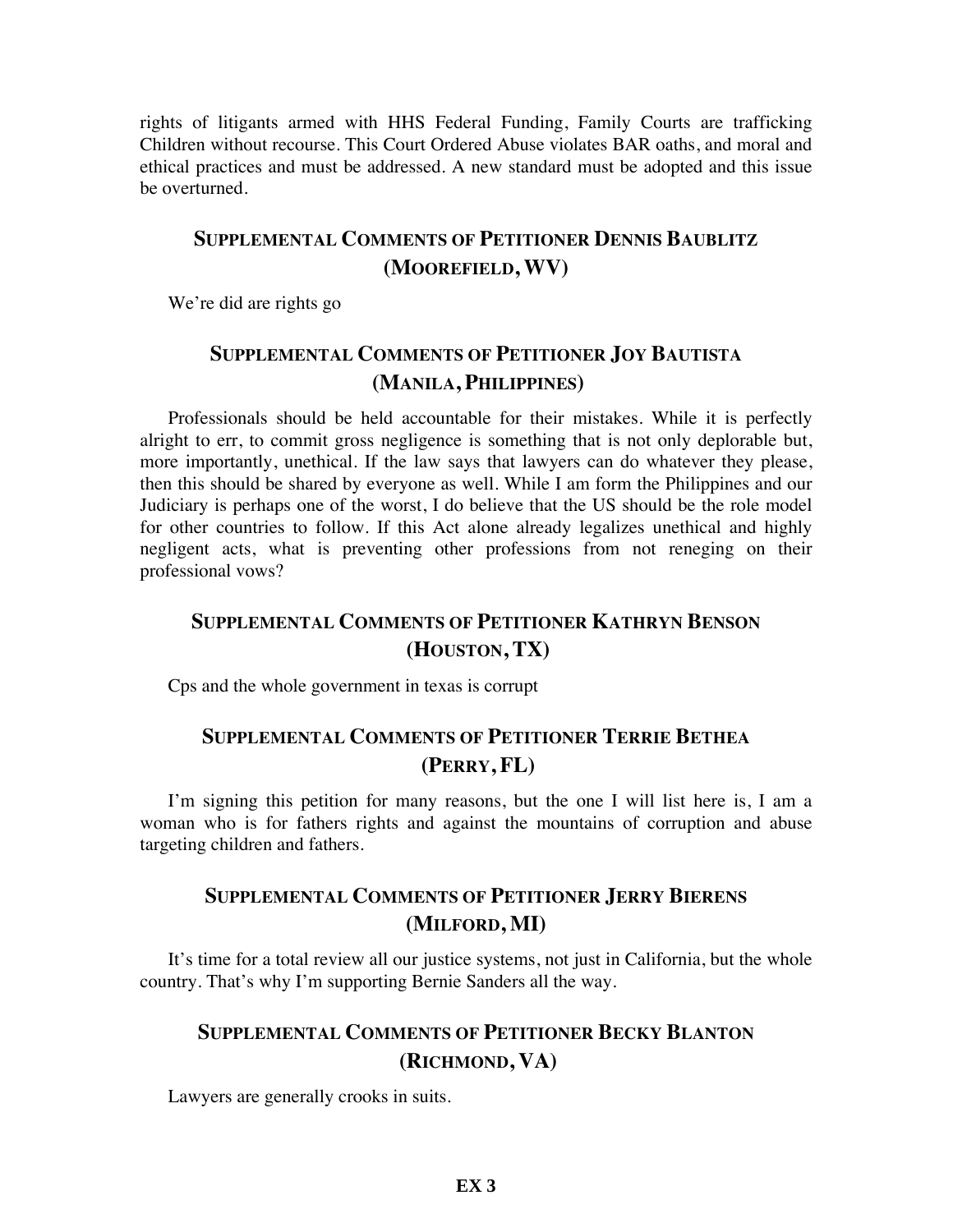rights of litigants armed with HHS Federal Funding, Family Courts are trafficking Children without recourse. This Court Ordered Abuse violates BAR oaths, and moral and ethical practices and must be addressed. A new standard must be adopted and this issue be overturned.

## Supplemental Comments of Petitioner Dennis Baublitz (Moorefield, WV)

We're did are rights go

## Supplemental Comments of Petitioner Joy Bautista (Manila, Philippines)

Professionals should be held accountable for their mistakes. While it is perfectly alright to err, to commit gross negligence is something that is not only deplorable but, more importantly, unethical. If the law says that lawyers can do whatever they please, then this should be shared by everyone as well. While I am form the Philippines and our Judiciary is perhaps one of the worst, I do believe that the US should be the role model for other countries to follow. If this Act alone already legalizes unethical and highly negligent acts, what is preventing other professions from not reneging on their professional vows?

## Supplemental Comments of Petitioner Kathryn Benson (Houston, TX)

Cps and the whole government in texas is corrupt

## Supplemental Comments of Petitioner Terrie Bethea (Perry, FL)

I'm signing this petition for many reasons, but the one I will list here is, I am a woman who is for fathers rights and against the mountains of corruption and abuse targeting children and fathers.

## Supplemental Comments of Petitioner Jerry Bierens (Milford, MI)

It's time for a total review all our justice systems, not just in California, but the whole country. That's why I'm supporting Bernie Sanders all the way.

## Supplemental Comments of Petitioner Becky Blanton (Richmond, VA)

Lawyers are generally crooks in suits.

**EX 3**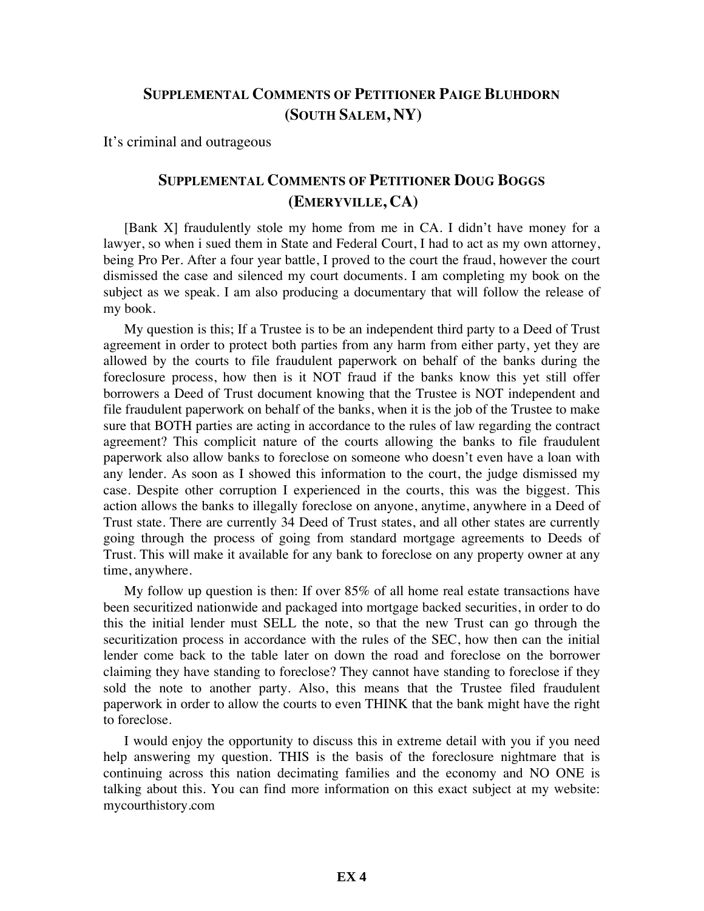## Supplemental Comments of Petitioner Paige Bluhdorn (South Salem, NY)

It's criminal and outrageous

## Supplemental Comments of Petitioner Doug Boggs (Emeryville, CA)

[Bank X] fraudulently stole my home from me in CA. I didn't have money for a lawyer, so when i sued them in State and Federal Court, I had to act as my own attorney, being Pro Per. After a four year battle, I proved to the court the fraud, however the court dismissed the case and silenced my court documents. I am completing my book on the subject as we speak. I am also producing a documentary that will follow the release of my book.

My question is this; If a Trustee is to be an independent third party to a Deed of Trust agreement in order to protect both parties from any harm from either party, yet they are allowed by the courts to file fraudulent paperwork on behalf of the banks during the foreclosure process, how then is it NOT fraud if the banks know this yet still offer borrowers a Deed of Trust document knowing that the Trustee is NOT independent and file fraudulent paperwork on behalf of the banks, when it is the job of the Trustee to make sure that BOTH parties are acting in accordance to the rules of law regarding the contract agreement? This complicit nature of the courts allowing the banks to file fraudulent paperwork also allow banks to foreclose on someone who doesn't even have a loan with any lender. As soon as I showed this information to the court, the judge dismissed my case. Despite other corruption I experienced in the courts, this was the biggest. This action allows the banks to illegally foreclose on anyone, anytime, anywhere in a Deed of Trust state. There are currently 34 Deed of Trust states, and all other states are currently going through the process of going from standard mortgage agreements to Deeds of Trust. This will make it available for any bank to foreclose on any property owner at any time, anywhere.

My follow up question is then: If over 85% of all home real estate transactions have been securitized nationwide and packaged into mortgage backed securities, in order to do this the initial lender must SELL the note, so that the new Trust can go through the securitization process in accordance with the rules of the SEC, how then can the initial lender come back to the table later on down the road and foreclose on the borrower claiming they have standing to foreclose? They cannot have standing to foreclose if they sold the note to another party. Also, this means that the Trustee filed fraudulent paperwork in order to allow the courts to even THINK that the bank might have the right to foreclose.

I would enjoy the opportunity to discuss this in extreme detail with you if you need help answering my question. THIS is the basis of the foreclosure nightmare that is continuing across this nation decimating families and the economy and NO ONE is talking about this. You can find more information on this exact subject at my website: mycourthistory.com

**EX 4**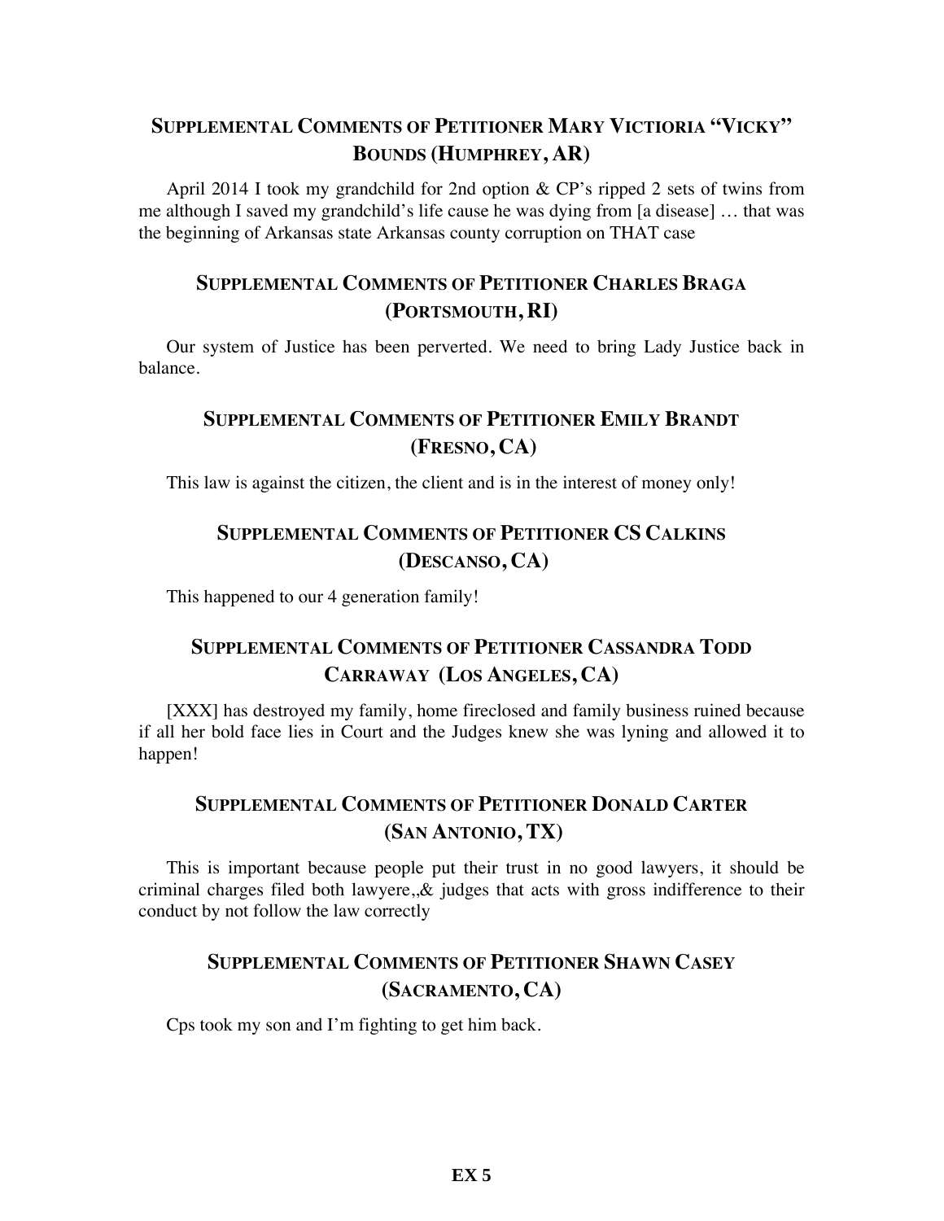### Supplemental Comments of Petitioner Mary Victioria "Vicky" Bounds (Humphrey, AR)

April 2014 I took my grandchild for 2nd option & CP's ripped 2 sets of twins from me although I saved my grandchild's life cause he was dying from [a disease] … that was the beginning of Arkansas state Arkansas county corruption on THAT case

### Supplemental Comments of Petitioner Charles Braga (Portsmouth, RI)

Our system of Justice has been perverted. We need to bring Lady Justice back in balance.

### Supplemental Comments of Petitioner Emily Brandt (Fresno, CA)

This law is against the citizen, the client and is in the interest of money only!

### Supplemental Comments of Petitioner CS Calkins (Descanso, CA)

This happened to our 4 generation family!

### Supplemental Comments of Petitioner Cassandra Todd Carraway (Los Angeles, CA)

[XXX] has destroyed my family, home fireclosed and family business ruined because if all her bold face lies in Court and the Judges knew she was lyning and allowed it to happen!

### Supplemental Comments of Petitioner Donald Carter (San Antonio, TX)

This is important because people put their trust in no good lawyers, it should be criminal charges filed both lawyere,,& judges that acts with gross indifference to their conduct by not follow the law correctly

### Supplemental Comments of Petitioner Shawn Casey (Sacramento, CA)

Cps took my son and I'm fighting to get him back.

**EX 5**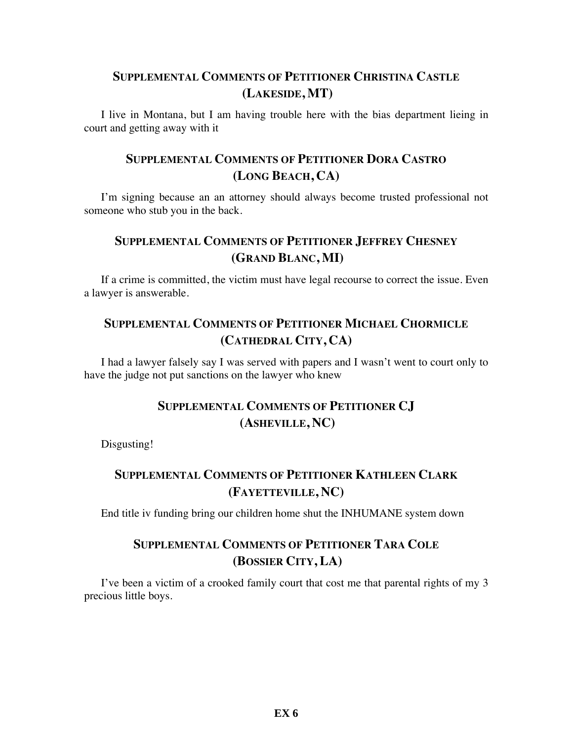### Supplemental Comments of Petitioner Christina Castle (Lakeside, MT)

I live in Montana, but I am having trouble here with the bias department lieing in court and getting away with it

### Supplemental Comments of Petitioner Dora Castro (Long Beach, CA)

I'm signing because an an attorney should always become trusted professional not someone who stub you in the back.

### Supplemental Comments of Petitioner Jeffrey Chesney (Grand Blanc, MI)

If a crime is committed, the victim must have legal recourse to correct the issue. Even a lawyer is answerable.

### Supplemental Comments of Petitioner Michael Chormicle (Cathedral City, CA)

I had a lawyer falsely say I was served with papers and I wasn't went to court only to have the judge not put sanctions on the lawyer who knew

### Supplemental Comments of Petitioner CJ (Asheville, NC)

Disgusting!

### Supplemental Comments of Petitioner Kathleen Clark (Fayetteville, NC)

End title iv funding bring our children home shut the INHUMANE system down

### Supplemental Comments of Petitioner Tara Cole (Bossier City, LA)

I've been a victim of a crooked family court that cost me that parental rights of my 3 precious little boys.

**EX 6**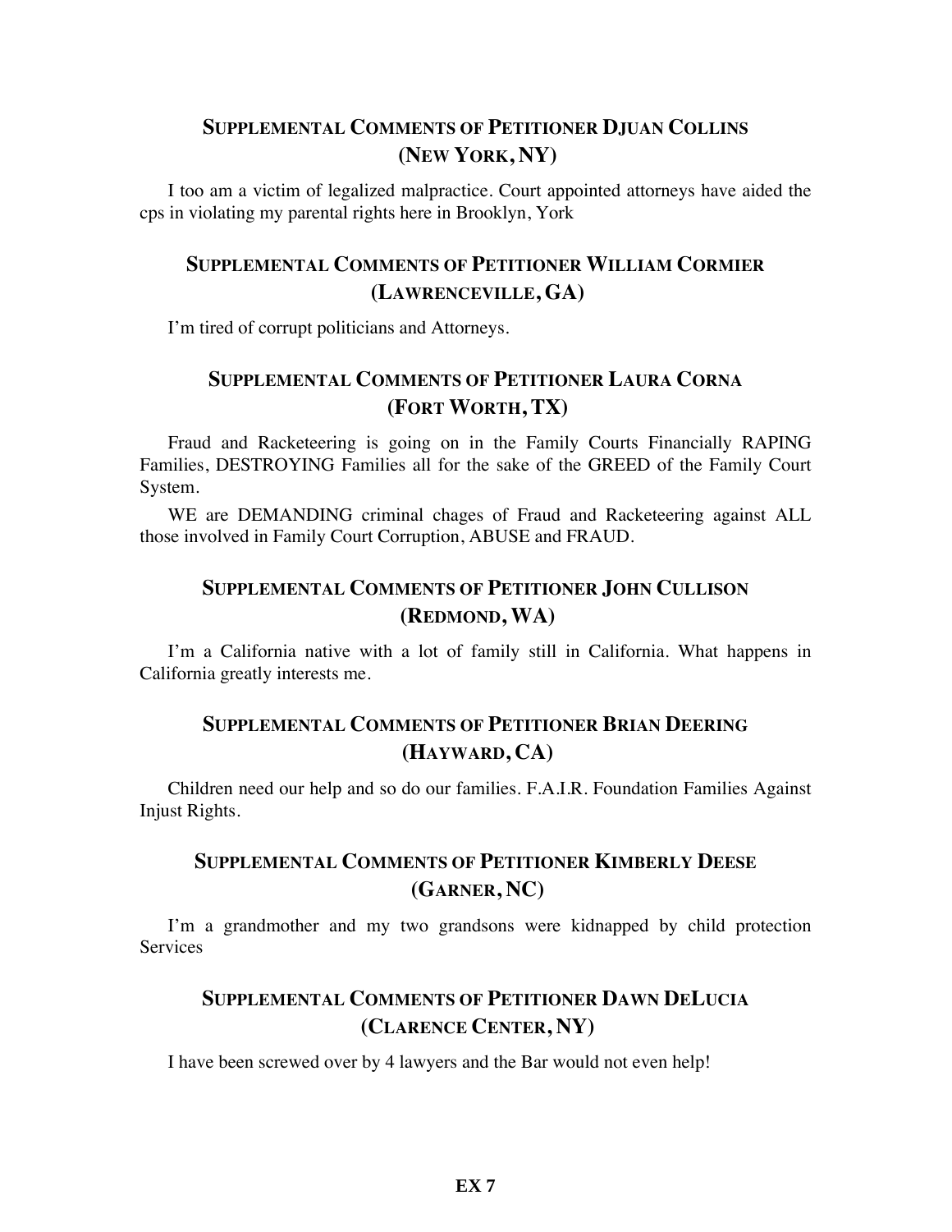## Supplemental Comments of Petitioner Djuan Collins (New York, NY)

I too am a victim of legalized malpractice. Court appointed attorneys have aided the cps in violating my parental rights here in Brooklyn, York

## Supplemental Comments of Petitioner William Cormier (Lawrenceville, GA)

I'm tired of corrupt politicians and Attorneys.

## Supplemental Comments of Petitioner Laura Corna (Fort Worth, TX)

Fraud and Racketeering is going on in the Family Courts Financially RAPING Families, DESTROYING Families all for the sake of the GREED of the Family Court System.

WE are DEMANDING criminal chages of Fraud and Racketeering against ALL those involved in Family Court Corruption, ABUSE and FRAUD.

## Supplemental Comments of Petitioner John Cullison (Redmond, WA)

I'm a California native with a lot of family still in California. What happens in California greatly interests me.

## Supplemental Comments of Petitioner Brian Deering (Hayward, CA)

Children need our help and so do our families. F.A.I.R. Foundation Families Against Injust Rights.

## Supplemental Comments of Petitioner Kimberly Deese (Garner, NC)

I'm a grandmother and my two grandsons were kidnapped by child protection Services

## Supplemental Comments of Petitioner Dawn DeLucia (Clarence Center, NY)

I have been screwed over by 4 lawyers and the Bar would not even help!

**EX 7**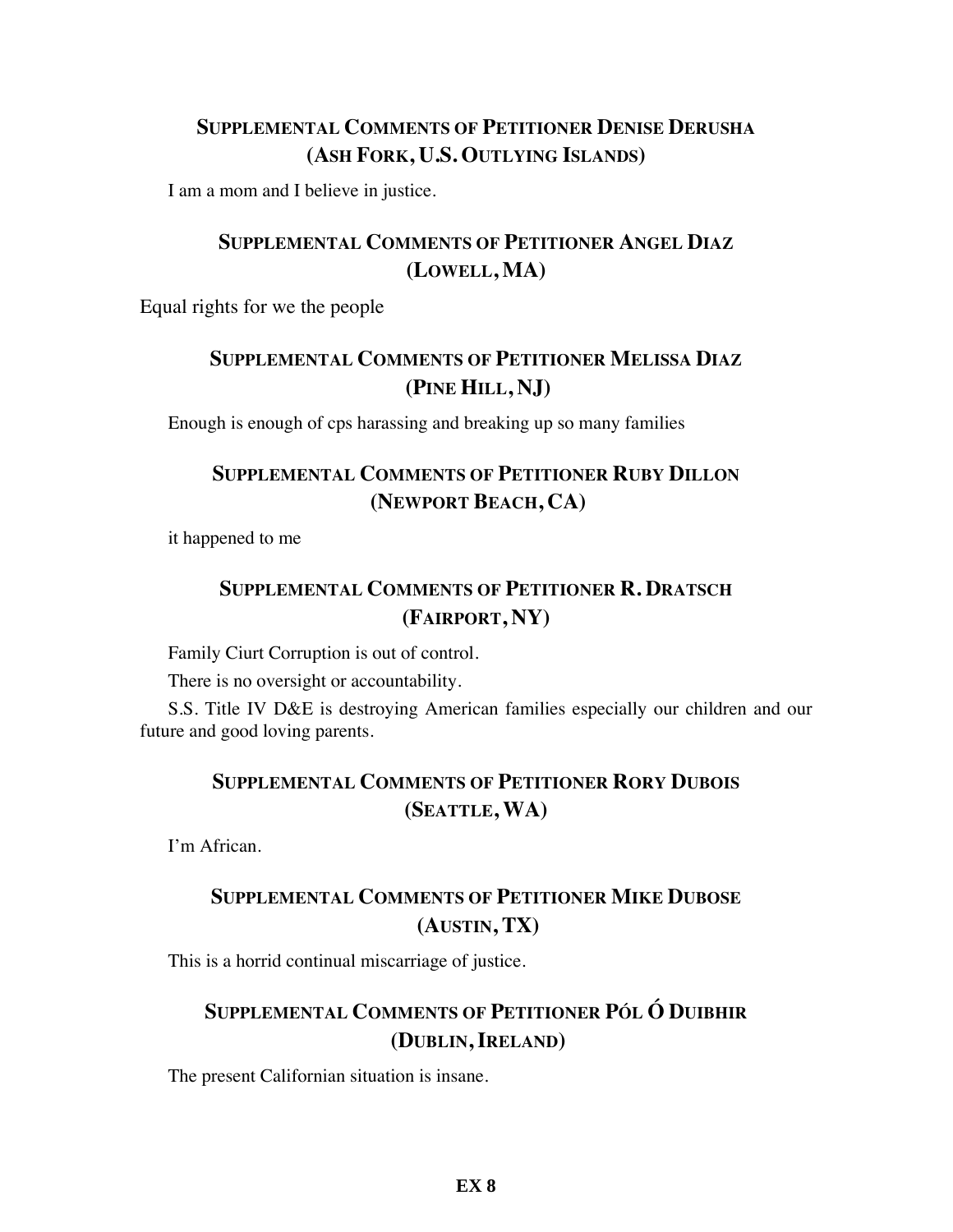### SUPPLEMENTAL COMMENTS OF PETITIONER DENISE DERUSHA
### (ASH FORK, U.S. OUTLYING ISLANDS)

I am a mom and I believe in justice.

### SUPPLEMENTAL COMMENTS OF PETITIONER ANGEL DIAZ
### (LOWELL, MA)

Equal rights for we the people

### SUPPLEMENTAL COMMENTS OF PETITIONER MELISSA DIAZ
### (PINE HILL, NJ)

Enough is enough of cps harassing and breaking up so many families

### SUPPLEMENTAL COMMENTS OF PETITIONER RUBY DILLON
### (NEWPORT BEACH, CA)

it happened to me

### SUPPLEMENTAL COMMENTS OF PETITIONER R. DRATSCH
### (FAIRPORT, NY)

Family Ciurt Corruption is out of control.

There is no oversight or accountability.

S.S. Title IV D&E is destroying American families especially our children and our future and good loving parents.

### SUPPLEMENTAL COMMENTS OF PETITIONER RORY DUBOIS
### (SEATTLE, WA)

I'm African.

### SUPPLEMENTAL COMMENTS OF PETITIONER MIKE DUBOSE
### (AUSTIN, TX)

This is a horrid continual miscarriage of justice.

### SUPPLEMENTAL COMMENTS OF PETITIONER PÓL Ó DUIBHIR
### (DUBLIN, IRELAND)

The present Californian situation is insane.

**EX 8**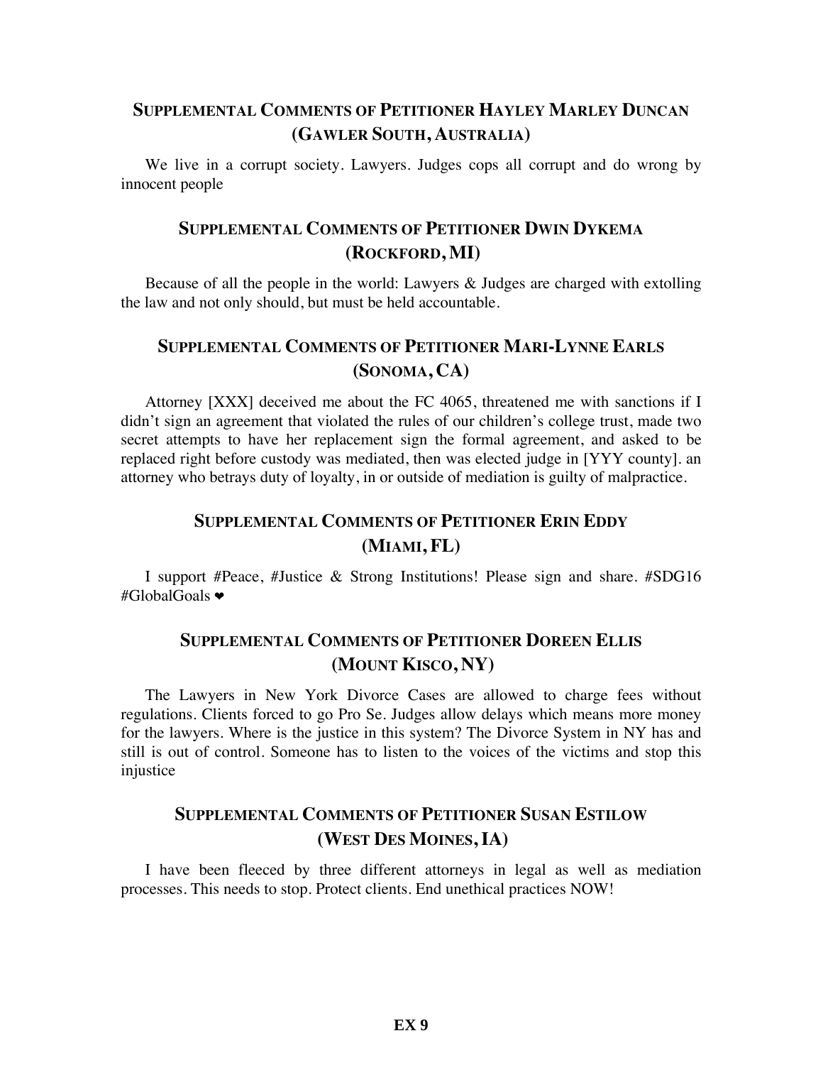## SUPPLEMENTAL COMMENTS OF PETITIONER HAYLEY MARLEY DUNCAN (GAWLER SOUTH, AUSTRALIA)

We live in a corrupt society. Lawyers. Judges cops all corrupt and do wrong by innocent people

## SUPPLEMENTAL COMMENTS OF PETITIONER DWIN DYKEMA (ROCKFORD, MI)

Because of all the people in the world: Lawyers & Judges are charged with extolling the law and not only should, but must be held accountable.

## SUPPLEMENTAL COMMENTS OF PETITIONER MARI-LYNNE EARLS (SONOMA, CA)

Attorney [XXX] deceived me about the FC 4065, threatened me with sanctions if I didn't sign an agreement that violated the rules of our children's college trust, made two secret attempts to have her replacement sign the formal agreement, and asked to be replaced right before custody was mediated, then was elected judge in [YYY county]. an attorney who betrays duty of loyalty, in or outside of mediation is guilty of malpractice.

## SUPPLEMENTAL COMMENTS OF PETITIONER ERIN EDDY (MIAMI, FL)

I support #Peace, #Justice & Strong Institutions! Please sign and share. #SDG16 #GlobalGoals ❤

## SUPPLEMENTAL COMMENTS OF PETITIONER DOREEN ELLIS (MOUNT KISCO, NY)

The Lawyers in New York Divorce Cases are allowed to charge fees without regulations. Clients forced to go Pro Se. Judges allow delays which means more money for the lawyers. Where is the justice in this system? The Divorce System in NY has and still is out of control. Someone has to listen to the voices of the victims and stop this injustice

## SUPPLEMENTAL COMMENTS OF PETITIONER SUSAN ESTILOW (WEST DES MOINES, IA)

I have been fleeced by three different attorneys in legal as well as mediation processes. This needs to stop. Protect clients. End unethical practices NOW!

**EX 9**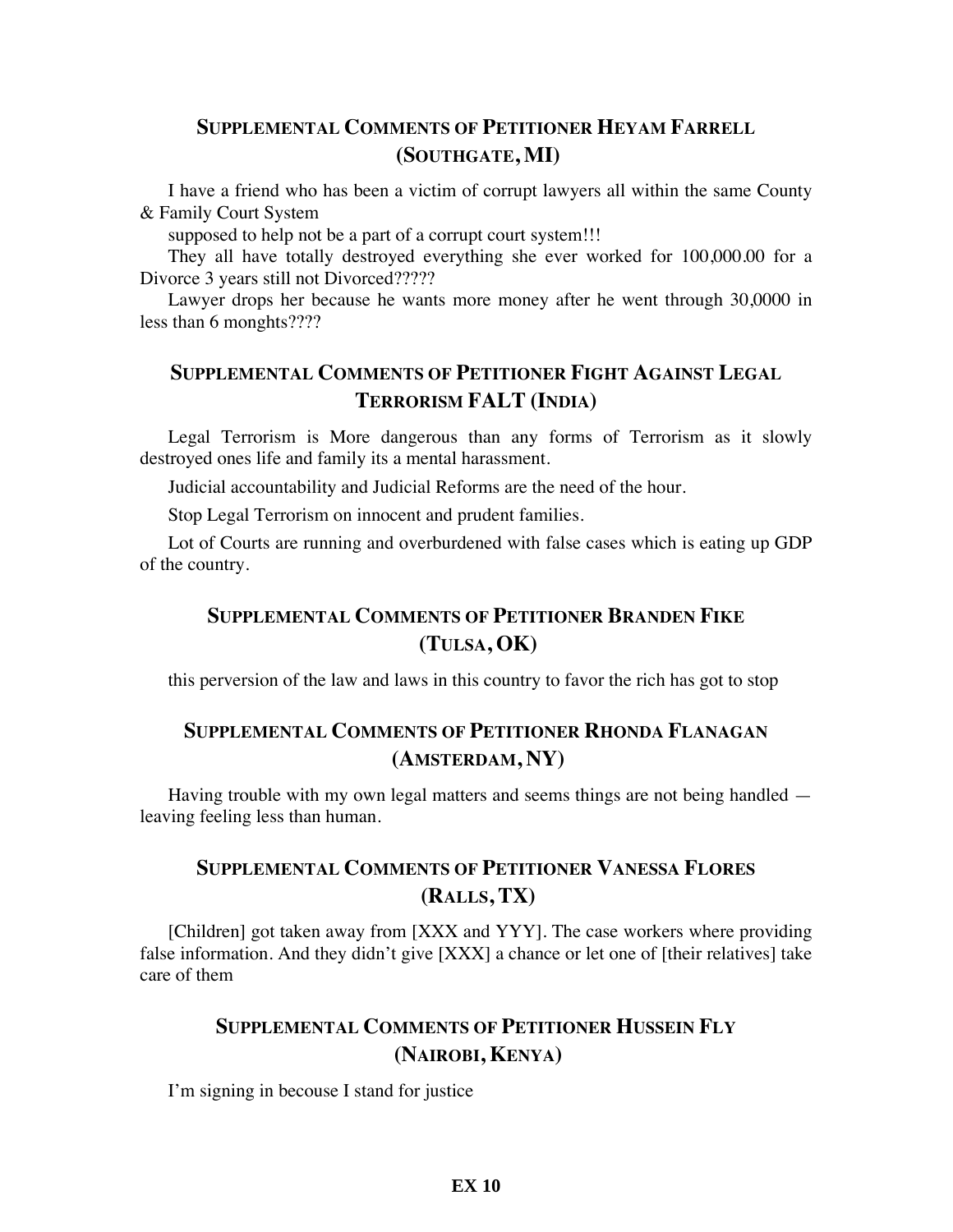## Supplemental Comments of Petitioner Heyam Farrell (Southgate, MI)

I have a friend who has been a victim of corrupt lawyers all within the same County & Family Court System

supposed to help not be a part of a corrupt court system!!!

They all have totally destroyed everything she ever worked for 100,000.00 for a Divorce 3 years still not Divorced?????

Lawyer drops her because he wants more money after he went through 30,0000 in less than 6 monghts????

## Supplemental Comments of Petitioner Fight Against Legal Terrorism FALT (India)

Legal Terrorism is More dangerous than any forms of Terrorism as it slowly destroyed ones life and family its a mental harassment.

Judicial accountability and Judicial Reforms are the need of the hour.

Stop Legal Terrorism on innocent and prudent families.

Lot of Courts are running and overburdened with false cases which is eating up GDP of the country.

## Supplemental Comments of Petitioner Branden Fike (Tulsa, OK)

this perversion of the law and laws in this country to favor the rich has got to stop

## Supplemental Comments of Petitioner Rhonda Flanagan (Amsterdam, NY)

Having trouble with my own legal matters and seems things are not being handled — leaving feeling less than human.

## Supplemental Comments of Petitioner Vanessa Flores (Ralls, TX)

[Children] got taken away from [XXX and YYY]. The case workers where providing false information. And they didn't give [XXX] a chance or let one of [their relatives] take care of them

## Supplemental Comments of Petitioner Hussein Fly (Nairobi, Kenya)

I'm signing in becouse I stand for justice

**EX 10**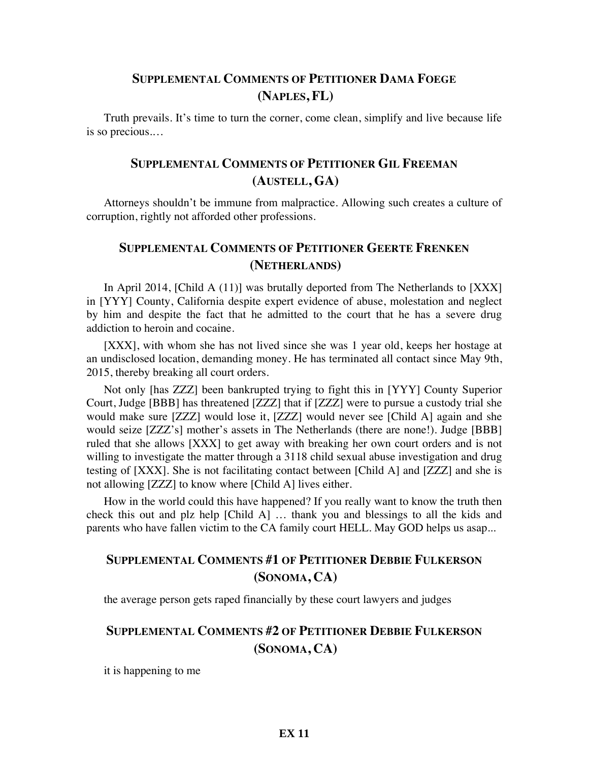## Supplemental Comments of Petitioner Dama Foege (Naples, FL)

Truth prevails. It's time to turn the corner, come clean, simplify and live because life is so precious.…

## Supplemental Comments of Petitioner Gil Freeman (Austell, GA)

Attorneys shouldn't be immune from malpractice. Allowing such creates a culture of corruption, rightly not afforded other professions.

## Supplemental Comments of Petitioner Geerte Frenken (Netherlands)

In April 2014, [Child A (11)] was brutally deported from The Netherlands to [XXX] in [YYY] County, California despite expert evidence of abuse, molestation and neglect by him and despite the fact that he admitted to the court that he has a severe drug addiction to heroin and cocaine.

[XXX], with whom she has not lived since she was 1 year old, keeps her hostage at an undisclosed location, demanding money. He has terminated all contact since May 9th, 2015, thereby breaking all court orders.

Not only [has ZZZ] been bankrupted trying to fight this in [YYY] County Superior Court, Judge [BBB] has threatened [ZZZ] that if [ZZZ] were to pursue a custody trial she would make sure [ZZZ] would lose it, [ZZZ] would never see [Child A] again and she would seize [ZZZ's] mother's assets in The Netherlands (there are none!). Judge [BBB] ruled that she allows [XXX] to get away with breaking her own court orders and is not willing to investigate the matter through a 3118 child sexual abuse investigation and drug testing of [XXX]. She is not facilitating contact between [Child A] and [ZZZ] and she is not allowing [ZZZ] to know where [Child A] lives either.

How in the world could this have happened? If you really want to know the truth then check this out and plz help [Child A] … thank you and blessings to all the kids and parents who have fallen victim to the CA family court HELL. May GOD helps us asap...

## Supplemental Comments #1 of Petitioner Debbie Fulkerson (Sonoma, CA)

the average person gets raped financially by these court lawyers and judges

## Supplemental Comments #2 of Petitioner Debbie Fulkerson (Sonoma, CA)

it is happening to me

**EX 11**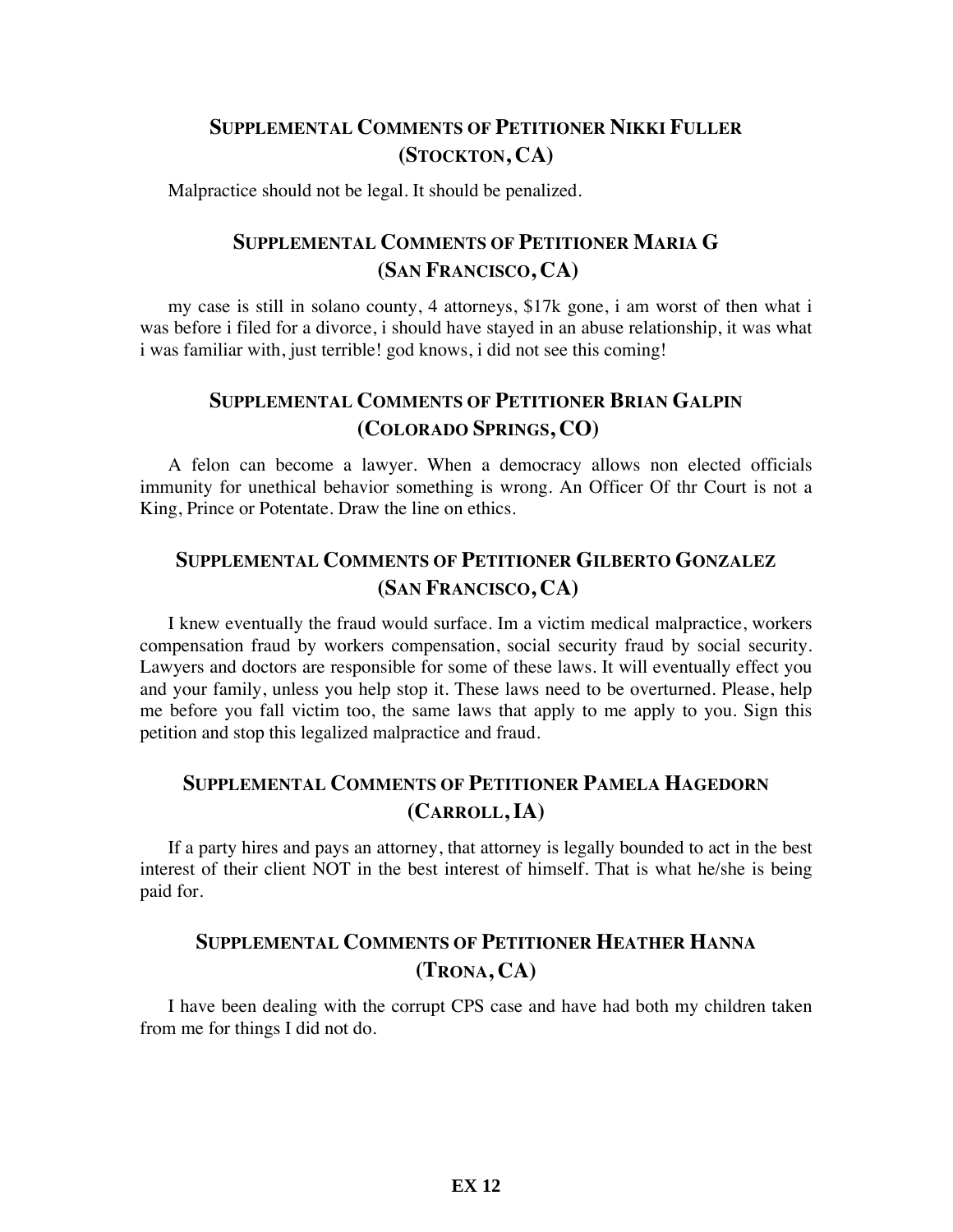## Supplemental Comments of Petitioner Nikki Fuller (Stockton, CA)

Malpractice should not be legal. It should be penalized.

## Supplemental Comments of Petitioner Maria G (San Francisco, CA)

my case is still in solano county, 4 attorneys, $17k gone, i am worst of then what i was before i filed for a divorce, i should have stayed in an abuse relationship, it was what i was familiar with, just terrible! god knows, i did not see this coming!

## Supplemental Comments of Petitioner Brian Galpin (Colorado Springs, CO)

A felon can become a lawyer. When a democracy allows non elected officials immunity for unethical behavior something is wrong. An Officer Of thr Court is not a King, Prince or Potentate. Draw the line on ethics.

## Supplemental Comments of Petitioner Gilberto Gonzalez (San Francisco, CA)

I knew eventually the fraud would surface. Im a victim medical malpractice, workers compensation fraud by workers compensation, social security fraud by social security. Lawyers and doctors are responsible for some of these laws. It will eventually effect you and your family, unless you help stop it. These laws need to be overturned. Please, help me before you fall victim too, the same laws that apply to me apply to you. Sign this petition and stop this legalized malpractice and fraud.

## Supplemental Comments of Petitioner Pamela Hagedorn (Carroll, IA)

If a party hires and pays an attorney, that attorney is legally bounded to act in the best interest of their client NOT in the best interest of himself. That is what he/she is being paid for.

## Supplemental Comments of Petitioner Heather Hanna (Trona, CA)

I have been dealing with the corrupt CPS case and have had both my children taken from me for things I did not do.

**EX 12**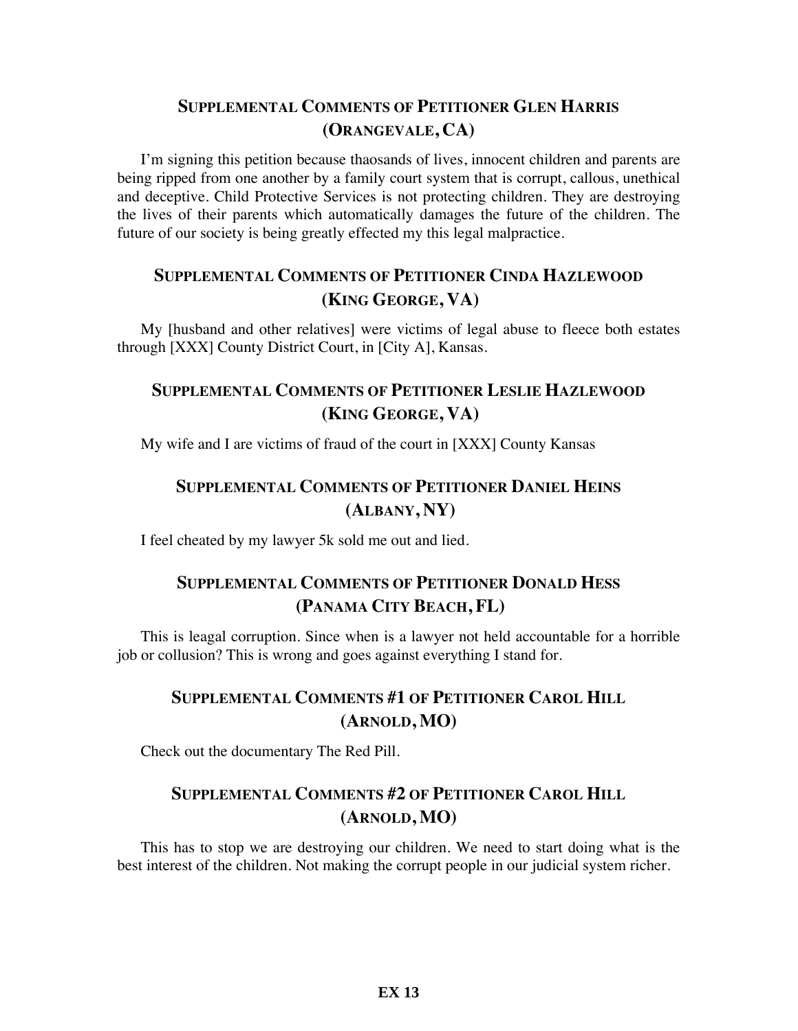## Supplemental Comments of Petitioner Glen Harris (Orangevale, CA)

I'm signing this petition because thaosands of lives, innocent children and parents are being ripped from one another by a family court system that is corrupt, callous, unethical and deceptive. Child Protective Services is not protecting children. They are destroying the lives of their parents which automatically damages the future of the children. The future of our society is being greatly effected my this legal malpractice.

## Supplemental Comments of Petitioner Cinda Hazlewood (King George, VA)

My [husband and other relatives] were victims of legal abuse to fleece both estates through [XXX] County District Court, in [City A], Kansas.

## Supplemental Comments of Petitioner Leslie Hazlewood (King George, VA)

My wife and I are victims of fraud of the court in [XXX] County Kansas

## Supplemental Comments of Petitioner Daniel Heins (Albany, NY)

I feel cheated by my lawyer 5k sold me out and lied.

## Supplemental Comments of Petitioner Donald Hess (Panama City Beach, FL)

This is leagal corruption. Since when is a lawyer not held accountable for a horrible job or collusion? This is wrong and goes against everything I stand for.

## Supplemental Comments #1 of Petitioner Carol Hill (Arnold, MO)

Check out the documentary The Red Pill.

## Supplemental Comments #2 of Petitioner Carol Hill (Arnold, MO)

This has to stop we are destroying our children. We need to start doing what is the best interest of the children. Not making the corrupt people in our judicial system richer.

**EX 13**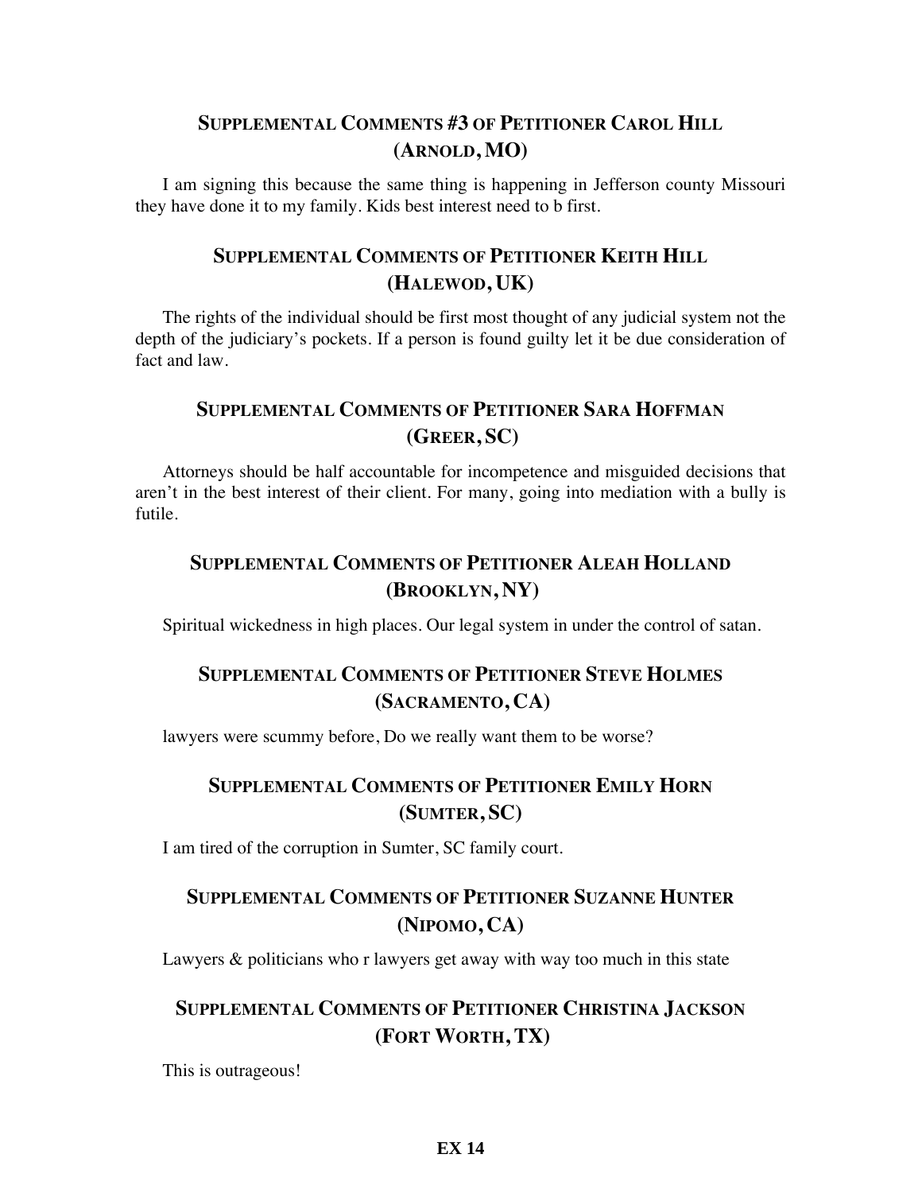## Supplemental Comments #3 of Petitioner Carol Hill (Arnold, MO)

I am signing this because the same thing is happening in Jefferson county Missouri they have done it to my family. Kids best interest need to b first.

## Supplemental Comments of Petitioner Keith Hill (Halewod, UK)

The rights of the individual should be first most thought of any judicial system not the depth of the judiciary's pockets. If a person is found guilty let it be due consideration of fact and law.

## Supplemental Comments of Petitioner Sara Hoffman (Greer, SC)

Attorneys should be half accountable for incompetence and misguided decisions that aren't in the best interest of their client. For many, going into mediation with a bully is futile.

## Supplemental Comments of Petitioner Aleah Holland (Brooklyn, NY)

Spiritual wickedness in high places. Our legal system in under the control of satan.

## Supplemental Comments of Petitioner Steve Holmes (Sacramento, CA)

lawyers were scummy before, Do we really want them to be worse?

## Supplemental Comments of Petitioner Emily Horn (Sumter, SC)

I am tired of the corruption in Sumter, SC family court.

## Supplemental Comments of Petitioner Suzanne Hunter (Nipomo, CA)

Lawyers & politicians who r lawyers get away with way too much in this state

## Supplemental Comments of Petitioner Christina Jackson (Fort Worth, TX)

This is outrageous!

**EX 14**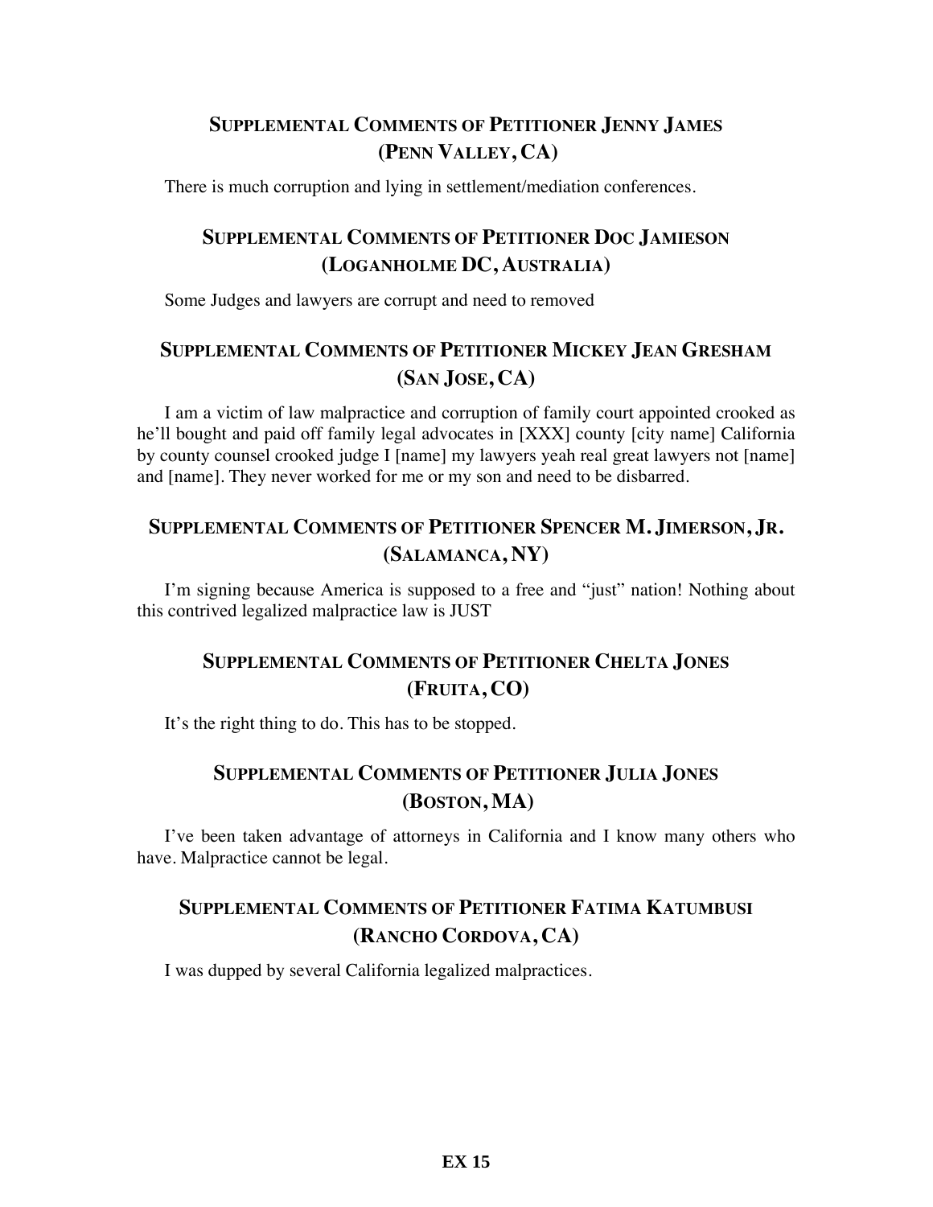## Supplemental Comments of Petitioner Jenny James (Penn Valley, CA)

There is much corruption and lying in settlement/mediation conferences.

## Supplemental Comments of Petitioner Doc Jamieson (Loganholme DC, Australia)

Some Judges and lawyers are corrupt and need to removed

## Supplemental Comments of Petitioner Mickey Jean Gresham (San Jose, CA)

I am a victim of law malpractice and corruption of family court appointed crooked as he'll bought and paid off family legal advocates in [XXX] county [city name] California by county counsel crooked judge I [name] my lawyers yeah real great lawyers not [name] and [name]. They never worked for me or my son and need to be disbarred.

## Supplemental Comments of Petitioner Spencer M. Jimerson, Jr. (Salamanca, NY)

I'm signing because America is supposed to a free and "just" nation! Nothing about this contrived legalized malpractice law is JUST

## Supplemental Comments of Petitioner Chelta Jones (Fruita, CO)

It's the right thing to do. This has to be stopped.

## Supplemental Comments of Petitioner Julia Jones (Boston, MA)

I've been taken advantage of attorneys in California and I know many others who have. Malpractice cannot be legal.

## Supplemental Comments of Petitioner Fatima Katumbusi (Rancho Cordova, CA)

I was dupped by several California legalized malpractices.

**EX 15**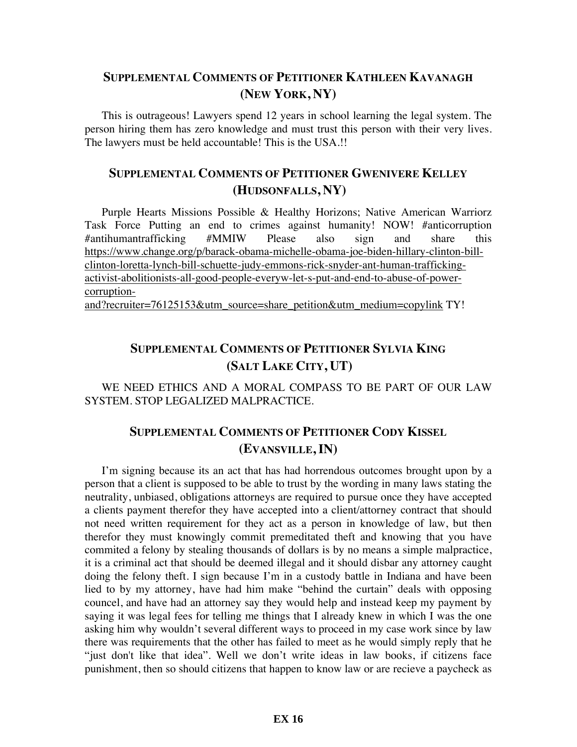## SUPPLEMENTAL COMMENTS OF PETITIONER KATHLEEN KAVANAGH (NEW YORK, NY)

This is outrageous! Lawyers spend 12 years in school learning the legal system. The person hiring them has zero knowledge and must trust this person with their very lives. The lawyers must be held accountable! This is the USA.!!

## SUPPLEMENTAL COMMENTS OF PETITIONER GWENIVERE KELLEY (HUDSONFALLS, NY)

Purple Hearts Missions Possible & Healthy Horizons; Native American Warriorz Task Force Putting an end to crimes against humanity! NOW! #anticorruption #antihumantrafficking #MMIW Please also sign and share this https://www.change.org/p/barack-obama-michelle-obama-joe-biden-hillary-clinton-bill-clinton-loretta-lynch-bill-schuette-judy-emmons-rick-snyder-ant-human-trafficking-activist-abolitionists-all-good-people-everyw-let-s-put-and-end-to-abuse-of-power-corruption-and?recruiter=76125153&utm_source=share_petition&utm_medium=copylink TY!

## SUPPLEMENTAL COMMENTS OF PETITIONER SYLVIA KING (SALT LAKE CITY, UT)

WE NEED ETHICS AND A MORAL COMPASS TO BE PART OF OUR LAW SYSTEM. STOP LEGALIZED MALPRACTICE.

## SUPPLEMENTAL COMMENTS OF PETITIONER CODY KISSEL (EVANSVILLE, IN)

I'm signing because its an act that has had horrendous outcomes brought upon by a person that a client is supposed to be able to trust by the wording in many laws stating the neutrality, unbiased, obligations attorneys are required to pursue once they have accepted a clients payment therefor they have accepted into a client/attorney contract that should not need written requirement for they act as a person in knowledge of law, but then therefor they must knowingly commit premeditated theft and knowing that you have commited a felony by stealing thousands of dollars is by no means a simple malpractice, it is a criminal act that should be deemed illegal and it should disbar any attorney caught doing the felony theft. I sign because I'm in a custody battle in Indiana and have been lied to by my attorney, have had him make "behind the curtain" deals with opposing councel, and have had an attorney say they would help and instead keep my payment by saying it was legal fees for telling me things that I already knew in which I was the one asking him why wouldn't several different ways to proceed in my case work since by law there was requirements that the other has failed to meet as he would simply reply that he "just don't like that idea". Well we don't write ideas in law books, if citizens face punishment, then so should citizens that happen to know law or are recieve a paycheck as

**EX 16**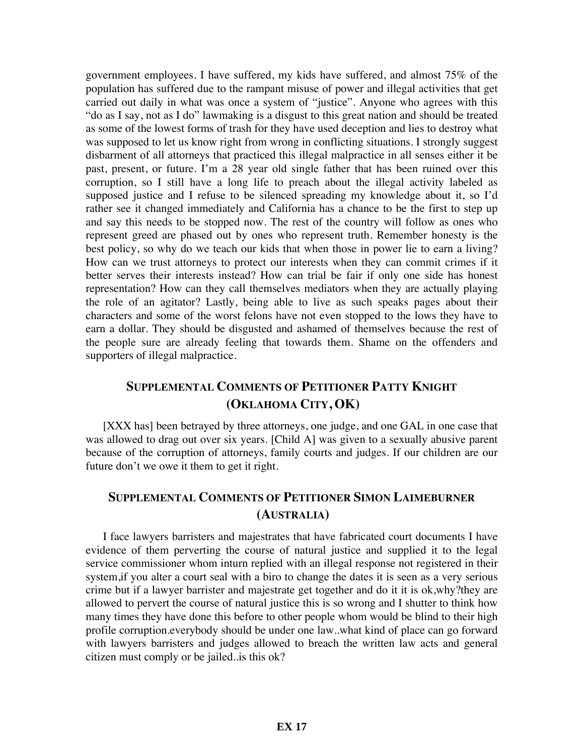government employees. I have suffered, my kids have suffered, and almost 75% of the population has suffered due to the rampant misuse of power and illegal activities that get carried out daily in what was once a system of "justice". Anyone who agrees with this "do as I say, not as I do" lawmaking is a disgust to this great nation and should be treated as some of the lowest forms of trash for they have used deception and lies to destroy what was supposed to let us know right from wrong in conflicting situations. I strongly suggest disbarment of all attorneys that practiced this illegal malpractice in all senses either it be past, present, or future. I'm a 28 year old single father that has been ruined over this corruption, so I still have a long life to preach about the illegal activity labeled as supposed justice and I refuse to be silenced spreading my knowledge about it, so I'd rather see it changed immediately and California has a chance to be the first to step up and say this needs to be stopped now. The rest of the country will follow as ones who represent greed are phased out by ones who represent truth. Remember honesty is the best policy, so why do we teach our kids that when those in power lie to earn a living? How can we trust attorneys to protect our interests when they can commit crimes if it better serves their interests instead? How can trial be fair if only one side has honest representation? How can they call themselves mediators when they are actually playing the role of an agitator? Lastly, being able to live as such speaks pages about their characters and some of the worst felons have not even stopped to the lows they have to earn a dollar. They should be disgusted and ashamed of themselves because the rest of the people sure are already feeling that towards them. Shame on the offenders and supporters of illegal malpractice.

## Supplemental Comments of Petitioner Patty Knight (Oklahoma City, OK)

[XXX has] been betrayed by three attorneys, one judge, and one GAL in one case that was allowed to drag out over six years. [Child A] was given to a sexually abusive parent because of the corruption of attorneys, family courts and judges. If our children are our future don't we owe it them to get it right.

## Supplemental Comments of Petitioner Simon Laimeburner (Australia)

I face lawyers barristers and majestrates that have fabricated court documents I have evidence of them perverting the course of natural justice and supplied it to the legal service commissioner whom inturn replied with an illegal response not registered in their system,if you alter a court seal with a biro to change the dates it is seen as a very serious crime but if a lawyer barrister and majestrate get together and do it it is ok,why?they are allowed to pervert the course of natural justice this is so wrong and I shutter to think how many times they have done this before to other people whom would be blind to their high profile corruption.everybody should be under one law..what kind of place can go forward with lawyers barristers and judges allowed to breach the written law acts and general citizen must comply or be jailed..is this ok?

**EX 17**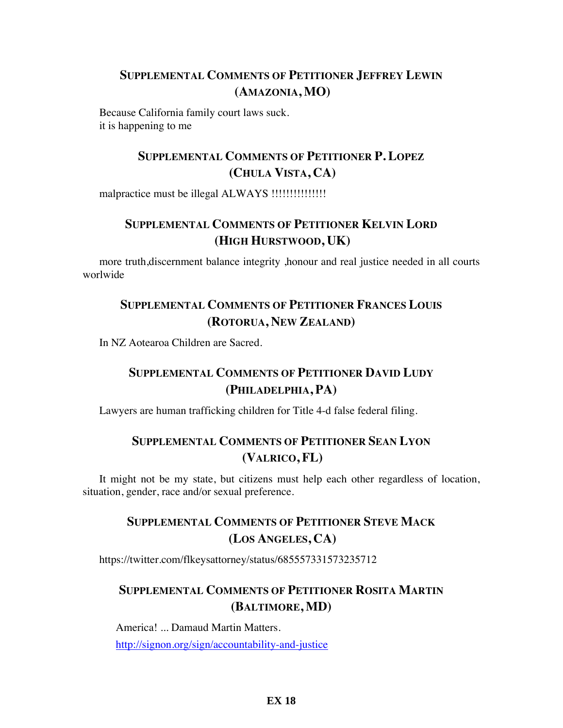### SUPPLEMENTAL COMMENTS OF PETITIONER JEFFREY LEWIN (AMAZONIA, MO)

Because California family court laws suck.
it is happening to me

### SUPPLEMENTAL COMMENTS OF PETITIONER P. LOPEZ (CHULA VISTA, CA)

malpractice must be illegal ALWAYS !!!!!!!!!!!!!!

### SUPPLEMENTAL COMMENTS OF PETITIONER KELVIN LORD (HIGH HURSTWOOD, UK)

more truth,discernment balance integrity ,honour and real justice needed in all courts worlwide

### SUPPLEMENTAL COMMENTS OF PETITIONER FRANCES LOUIS (ROTORUA, NEW ZEALAND)

In NZ Aotearoa Children are Sacred.

### SUPPLEMENTAL COMMENTS OF PETITIONER DAVID LUDY (PHILADELPHIA, PA)

Lawyers are human trafficking children for Title 4-d false federal filing.

### SUPPLEMENTAL COMMENTS OF PETITIONER SEAN LYON (VALRICO, FL)

It might not be my state, but citizens must help each other regardless of location, situation, gender, race and/or sexual preference.

### SUPPLEMENTAL COMMENTS OF PETITIONER STEVE MACK (LOS ANGELES, CA)

https://twitter.com/flkeysattorney/status/685557331573235712

### SUPPLEMENTAL COMMENTS OF PETITIONER ROSITA MARTIN (BALTIMORE, MD)

America! ... Damaud Martin Matters.

http://signon.org/sign/accountability-and-justice

**EX 18**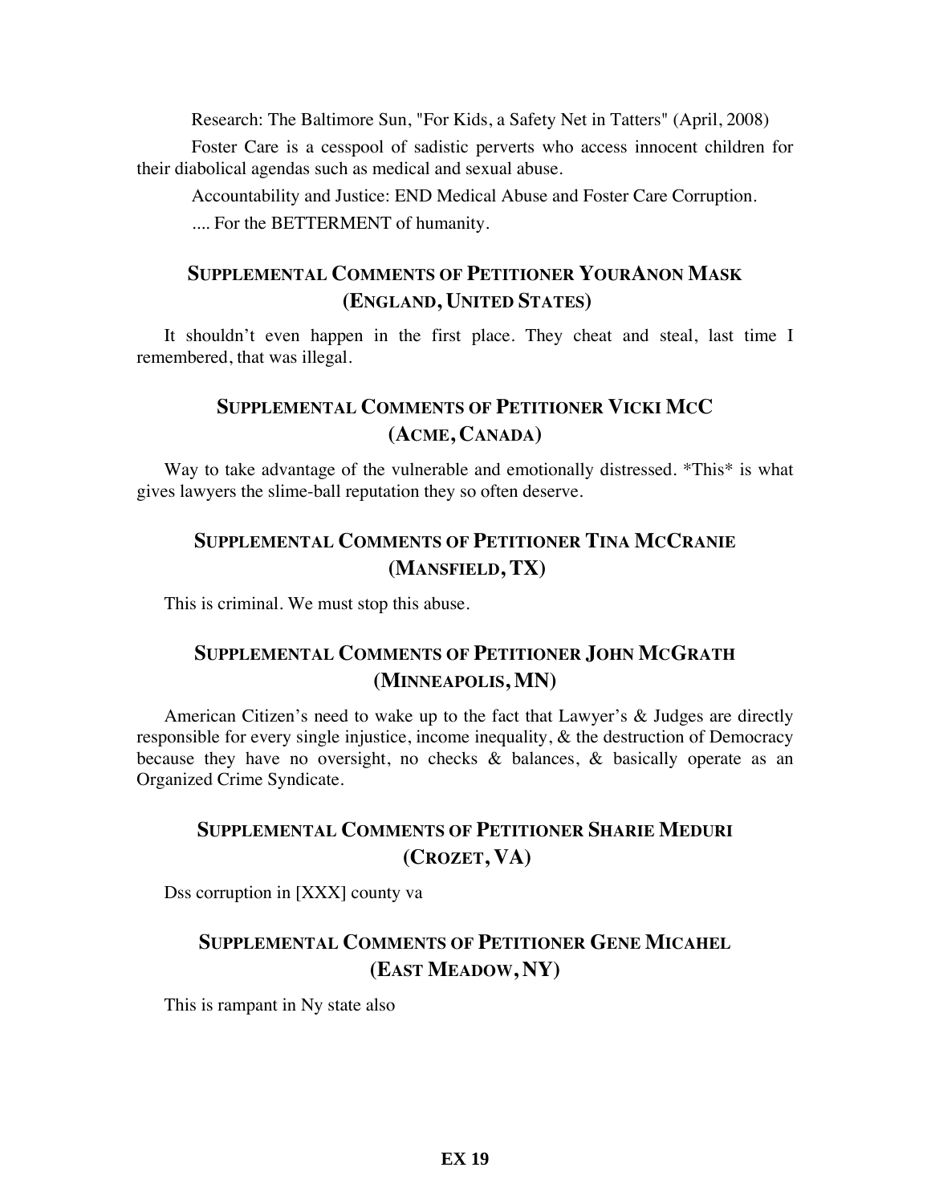Research: The Baltimore Sun, "For Kids, a Safety Net in Tatters" (April, 2008)

Foster Care is a cesspool of sadistic perverts who access innocent children for their diabolical agendas such as medical and sexual abuse.

Accountability and Justice: END Medical Abuse and Foster Care Corruption.

.... For the BETTERMENT of humanity.

## SUPPLEMENTAL COMMENTS OF PETITIONER YOURANON MASK (ENGLAND, UNITED STATES)

It shouldn't even happen in the first place. They cheat and steal, last time I remembered, that was illegal.

## SUPPLEMENTAL COMMENTS OF PETITIONER VICKI MCC (ACME, CANADA)

Way to take advantage of the vulnerable and emotionally distressed. *This* is what gives lawyers the slime-ball reputation they so often deserve.

## SUPPLEMENTAL COMMENTS OF PETITIONER TINA MCCRANIE (MANSFIELD, TX)

This is criminal. We must stop this abuse.

## SUPPLEMENTAL COMMENTS OF PETITIONER JOHN MCGRATH (MINNEAPOLIS, MN)

American Citizen's need to wake up to the fact that Lawyer's & Judges are directly responsible for every single injustice, income inequality, & the destruction of Democracy because they have no oversight, no checks & balances, & basically operate as an Organized Crime Syndicate.

## SUPPLEMENTAL COMMENTS OF PETITIONER SHARIE MEDURI (CROZET, VA)

Dss corruption in [XXX] county va

## SUPPLEMENTAL COMMENTS OF PETITIONER GENE MICAHEL (EAST MEADOW, NY)

This is rampant in Ny state also

**EX 19**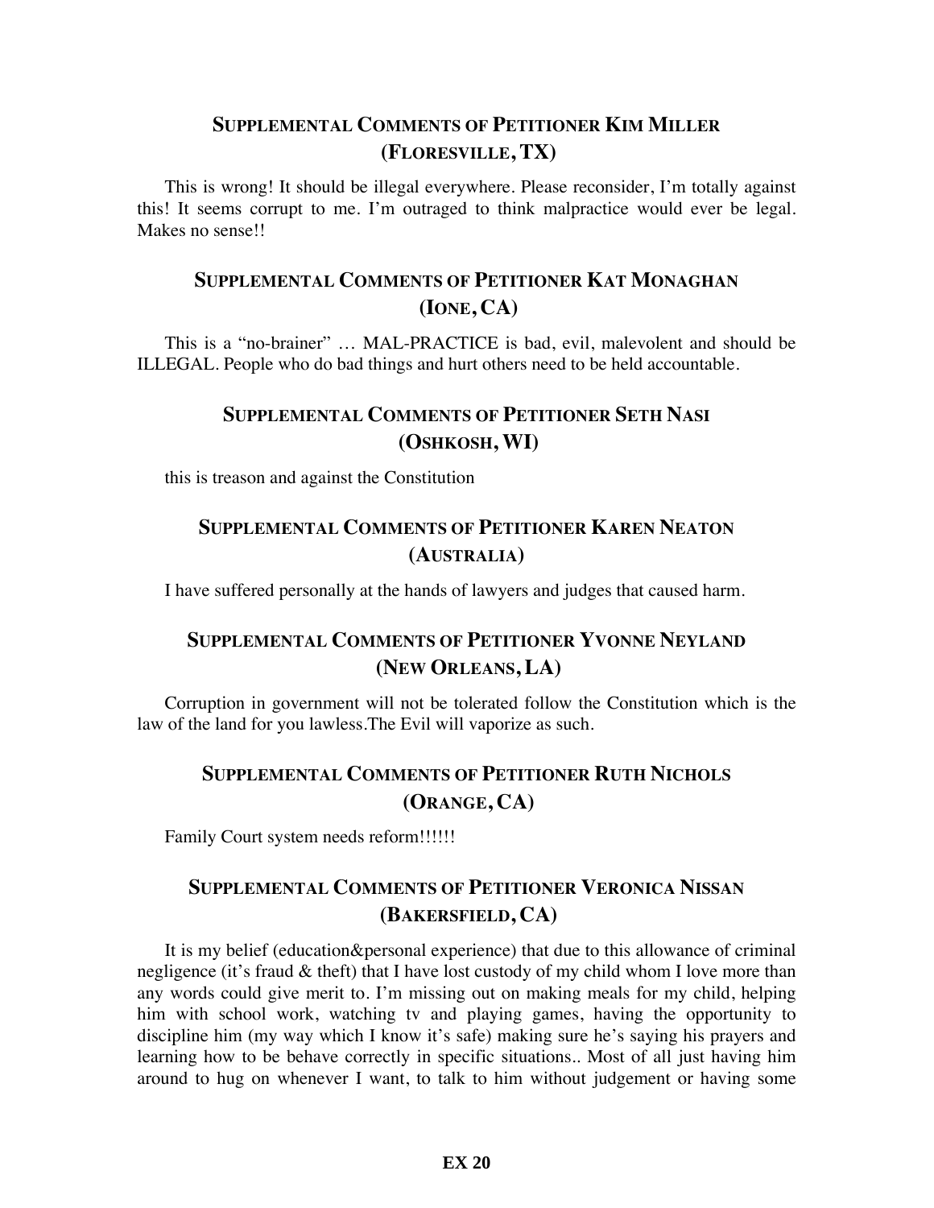## Supplemental Comments of Petitioner Kim Miller (Floresville, TX)

This is wrong! It should be illegal everywhere. Please reconsider, I'm totally against this! It seems corrupt to me. I'm outraged to think malpractice would ever be legal. Makes no sense!!

## Supplemental Comments of Petitioner Kat Monaghan (Ione, CA)

This is a "no-brainer" … MAL-PRACTICE is bad, evil, malevolent and should be ILLEGAL. People who do bad things and hurt others need to be held accountable.

## Supplemental Comments of Petitioner Seth Nasi (Oshkosh, WI)

this is treason and against the Constitution

## Supplemental Comments of Petitioner Karen Neaton (Australia)

I have suffered personally at the hands of lawyers and judges that caused harm.

## Supplemental Comments of Petitioner Yvonne Neyland (New Orleans, LA)

Corruption in government will not be tolerated follow the Constitution which is the law of the land for you lawless.The Evil will vaporize as such.

## Supplemental Comments of Petitioner Ruth Nichols (Orange, CA)

Family Court system needs reform!!!!!!

## Supplemental Comments of Petitioner Veronica Nissan (Bakersfield, CA)

It is my belief (education&personal experience) that due to this allowance of criminal negligence (it's fraud & theft) that I have lost custody of my child whom I love more than any words could give merit to. I'm missing out on making meals for my child, helping him with school work, watching tv and playing games, having the opportunity to discipline him (my way which I know it's safe) making sure he's saying his prayers and learning how to be behave correctly in specific situations.. Most of all just having him around to hug on whenever I want, to talk to him without judgement or having some

**EX 20**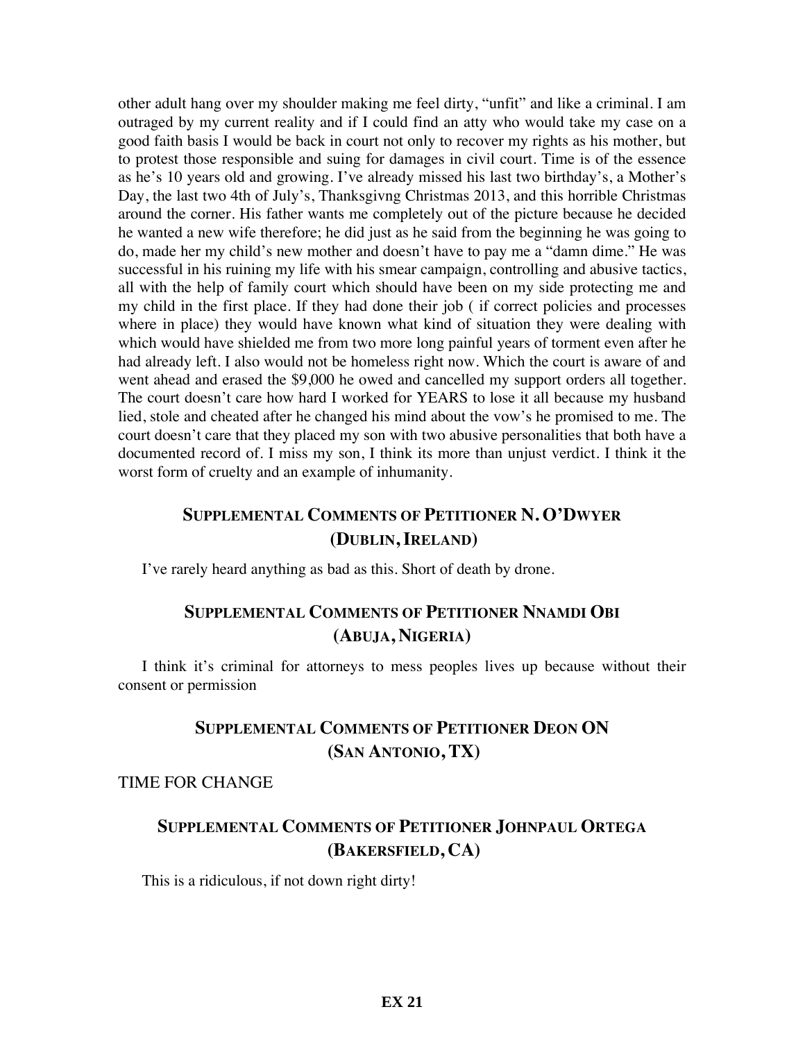other adult hang over my shoulder making me feel dirty, "unfit" and like a criminal. I am outraged by my current reality and if I could find an atty who would take my case on a good faith basis I would be back in court not only to recover my rights as his mother, but to protest those responsible and suing for damages in civil court. Time is of the essence as he's 10 years old and growing. I've already missed his last two birthday's, a Mother's Day, the last two 4th of July's, Thanksgivng Christmas 2013, and this horrible Christmas around the corner. His father wants me completely out of the picture because he decided he wanted a new wife therefore; he did just as he said from the beginning he was going to do, made her my child's new mother and doesn't have to pay me a "damn dime." He was successful in his ruining my life with his smear campaign, controlling and abusive tactics, all with the help of family court which should have been on my side protecting me and my child in the first place. If they had done their job ( if correct policies and processes where in place) they would have known what kind of situation they were dealing with which would have shielded me from two more long painful years of torment even after he had already left. I also would not be homeless right now. Which the court is aware of and went ahead and erased the $9,000 he owed and cancelled my support orders all together. The court doesn't care how hard I worked for YEARS to lose it all because my husband lied, stole and cheated after he changed his mind about the vow's he promised to me. The court doesn't care that they placed my son with two abusive personalities that both have a documented record of. I miss my son, I think its more than unjust verdict. I think it the worst form of cruelty and an example of inhumanity.

## Supplemental Comments of Petitioner N. O'Dwyer (Dublin, Ireland)

I've rarely heard anything as bad as this. Short of death by drone.

## Supplemental Comments of Petitioner Nnamdi Obi (Abuja, Nigeria)

I think it's criminal for attorneys to mess peoples lives up because without their consent or permission

## Supplemental Comments of Petitioner Deon ON (San Antonio, TX)

TIME FOR CHANGE

## Supplemental Comments of Petitioner Johnpaul Ortega (Bakersfield, CA)

This is a ridiculous, if not down right dirty!

**EX 21**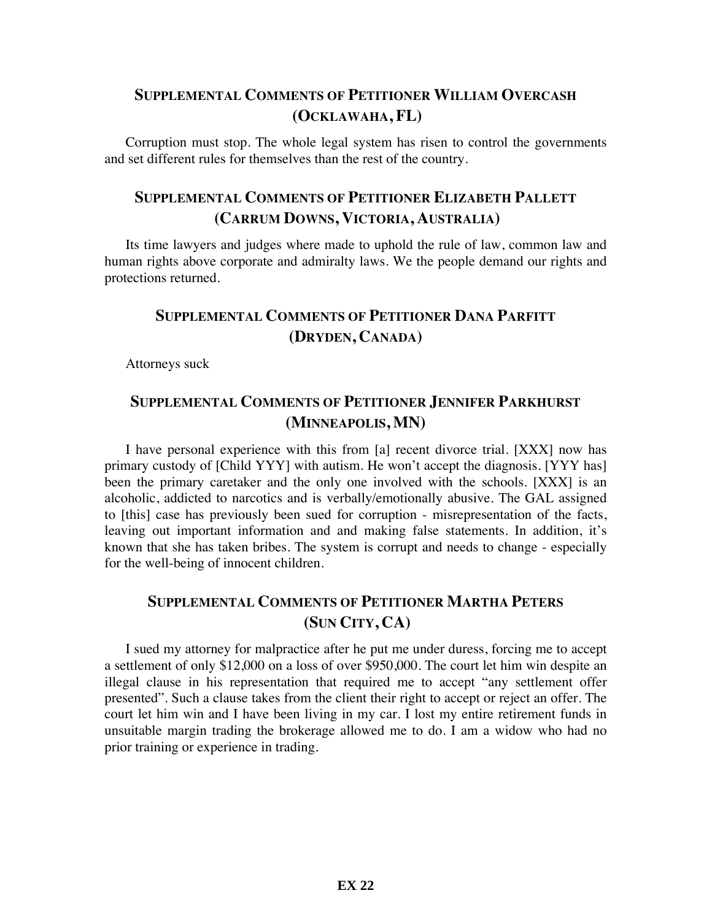## Supplemental Comments of Petitioner William Overcash (Ocklawaha, FL)

Corruption must stop. The whole legal system has risen to control the governments and set different rules for themselves than the rest of the country.

## Supplemental Comments of Petitioner Elizabeth Pallett (Carrum Downs, Victoria, Australia)

Its time lawyers and judges where made to uphold the rule of law, common law and human rights above corporate and admiralty laws. We the people demand our rights and protections returned.

## Supplemental Comments of Petitioner Dana Parfitt (Dryden, Canada)

Attorneys suck

## Supplemental Comments of Petitioner Jennifer Parkhurst (Minneapolis, MN)

I have personal experience with this from [a] recent divorce trial. [XXX] now has primary custody of [Child YYY] with autism. He won't accept the diagnosis. [YYY has] been the primary caretaker and the only one involved with the schools. [XXX] is an alcoholic, addicted to narcotics and is verbally/emotionally abusive. The GAL assigned to [this] case has previously been sued for corruption - misrepresentation of the facts, leaving out important information and and making false statements. In addition, it's known that she has taken bribes. The system is corrupt and needs to change - especially for the well-being of innocent children.

## Supplemental Comments of Petitioner Martha Peters (Sun City, CA)

I sued my attorney for malpractice after he put me under duress, forcing me to accept a settlement of only $12,000 on a loss of over $950,000. The court let him win despite an illegal clause in his representation that required me to accept "any settlement offer presented". Such a clause takes from the client their right to accept or reject an offer. The court let him win and I have been living in my car. I lost my entire retirement funds in unsuitable margin trading the brokerage allowed me to do. I am a widow who had no prior training or experience in trading.

**EX 22**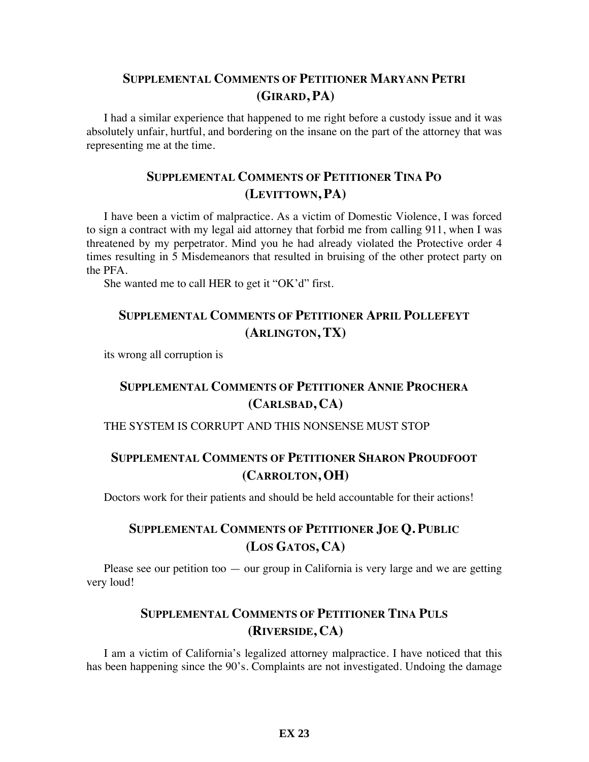## Supplemental Comments of Petitioner Maryann Petri (Girard, PA)

I had a similar experience that happened to me right before a custody issue and it was absolutely unfair, hurtful, and bordering on the insane on the part of the attorney that was representing me at the time.

## Supplemental Comments of Petitioner Tina Po (Levittown, PA)

I have been a victim of malpractice. As a victim of Domestic Violence, I was forced to sign a contract with my legal aid attorney that forbid me from calling 911, when I was threatened by my perpetrator. Mind you he had already violated the Protective order 4 times resulting in 5 Misdemeanors that resulted in bruising of the other protect party on the PFA.

She wanted me to call HER to get it "OK'd" first.

## Supplemental Comments of Petitioner April Pollefeyt (Arlington, TX)

its wrong all corruption is

## Supplemental Comments of Petitioner Annie Prochera (Carlsbad, CA)

THE SYSTEM IS CORRUPT AND THIS NONSENSE MUST STOP

## Supplemental Comments of Petitioner Sharon Proudfoot (Carrolton, OH)

Doctors work for their patients and should be held accountable for their actions!

## Supplemental Comments of Petitioner Joe Q. Public (Los Gatos, CA)

Please see our petition too — our group in California is very large and we are getting very loud!

## Supplemental Comments of Petitioner Tina Puls (Riverside, CA)

I am a victim of California's legalized attorney malpractice. I have noticed that this has been happening since the 90's. Complaints are not investigated. Undoing the damage

**EX 23**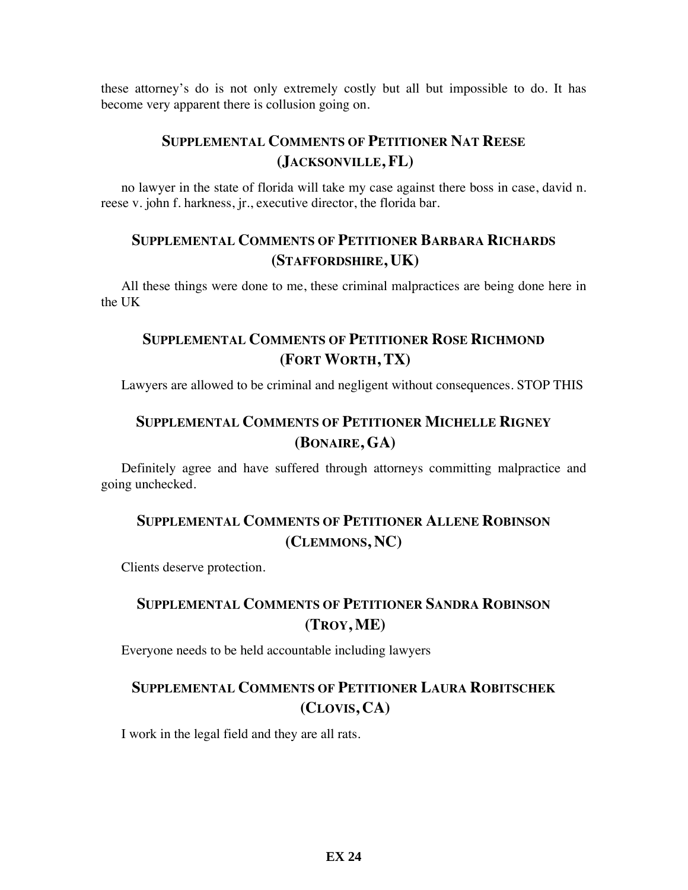these attorney's do is not only extremely costly but all but impossible to do. It has become very apparent there is collusion going on.

### SUPPLEMENTAL COMMENTS OF PETITIONER NAT REESE (JACKSONVILLE, FL)

no lawyer in the state of florida will take my case against there boss in case, david n. reese v. john f. harkness, jr., executive director, the florida bar.

### SUPPLEMENTAL COMMENTS OF PETITIONER BARBARA RICHARDS (STAFFORDSHIRE, UK)

All these things were done to me, these criminal malpractices are being done here in the UK

### SUPPLEMENTAL COMMENTS OF PETITIONER ROSE RICHMOND (FORT WORTH, TX)

Lawyers are allowed to be criminal and negligent without consequences. STOP THIS

### SUPPLEMENTAL COMMENTS OF PETITIONER MICHELLE RIGNEY (BONAIRE, GA)

Definitely agree and have suffered through attorneys committing malpractice and going unchecked.

### SUPPLEMENTAL COMMENTS OF PETITIONER ALLENE ROBINSON (CLEMMONS, NC)

Clients deserve protection.

### SUPPLEMENTAL COMMENTS OF PETITIONER SANDRA ROBINSON (TROY, ME)

Everyone needs to be held accountable including lawyers

### SUPPLEMENTAL COMMENTS OF PETITIONER LAURA ROBITSCHEK (CLOVIS, CA)

I work in the legal field and they are all rats.

**EX 24**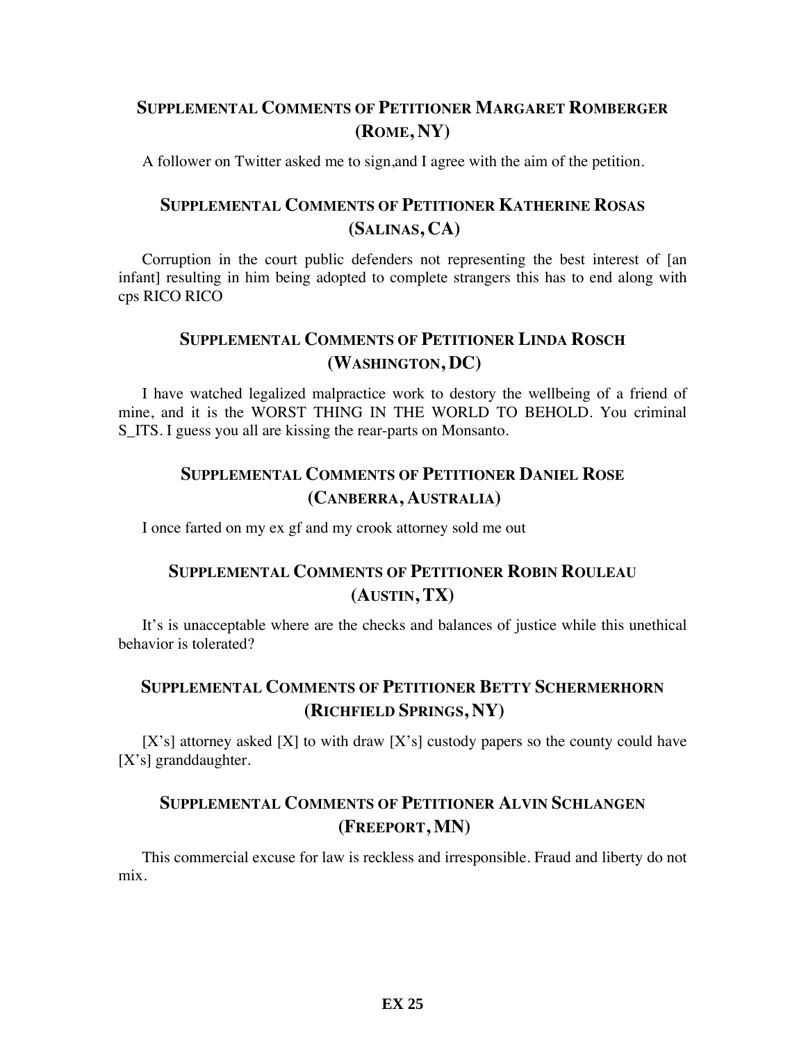## Supplemental Comments of Petitioner Margaret Romberger (Rome, NY)

A follower on Twitter asked me to sign,and I agree with the aim of the petition.

## Supplemental Comments of Petitioner Katherine Rosas (Salinas, CA)

Corruption in the court public defenders not representing the best interest of [an infant] resulting in him being adopted to complete strangers this has to end along with cps RICO RICO

## Supplemental Comments of Petitioner Linda Rosch (Washington, DC)

I have watched legalized malpractice work to destory the wellbeing of a friend of mine, and it is the WORST THING IN THE WORLD TO BEHOLD. You criminal S_ITS. I guess you all are kissing the rear-parts on Monsanto.

## Supplemental Comments of Petitioner Daniel Rose (Canberra, Australia)

I once farted on my ex gf and my crook attorney sold me out

## Supplemental Comments of Petitioner Robin Rouleau (Austin, TX)

It's is unacceptable where are the checks and balances of justice while this unethical behavior is tolerated?

## Supplemental Comments of Petitioner Betty Schermerhorn (Richfield Springs, NY)

[X's] attorney asked [X] to with draw [X's] custody papers so the county could have [X's] granddaughter.

## Supplemental Comments of Petitioner Alvin Schlangen (Freeport, MN)

This commercial excuse for law is reckless and irresponsible. Fraud and liberty do not mix.

**EX 25**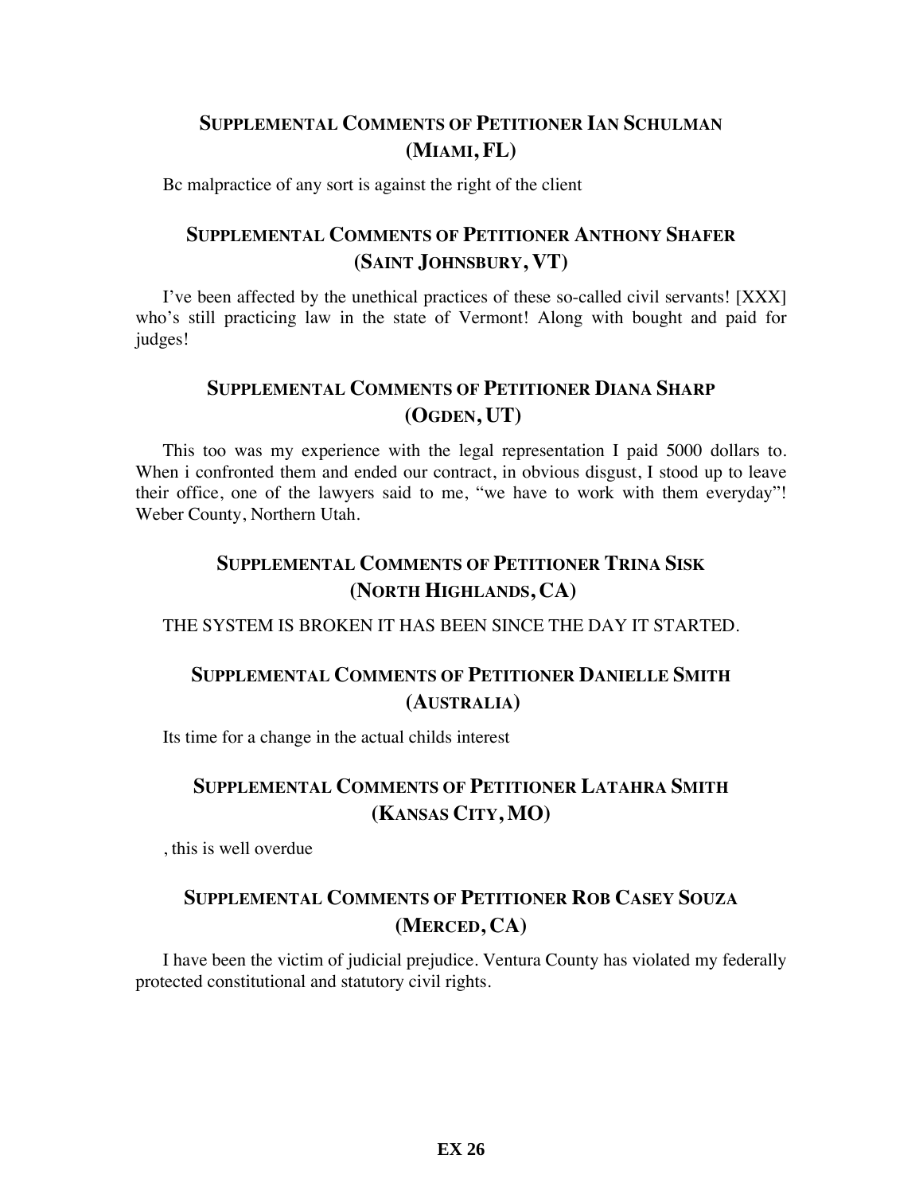## Supplemental Comments of Petitioner Ian Schulman (Miami, FL)

Bc malpractice of any sort is against the right of the client

## Supplemental Comments of Petitioner Anthony Shafer (Saint Johnsbury, VT)

I've been affected by the unethical practices of these so-called civil servants! [XXX] who's still practicing law in the state of Vermont! Along with bought and paid for judges!

## Supplemental Comments of Petitioner Diana Sharp (Ogden, UT)

This too was my experience with the legal representation I paid 5000 dollars to. When i confronted them and ended our contract, in obvious disgust, I stood up to leave their office, one of the lawyers said to me, "we have to work with them everyday"! Weber County, Northern Utah.

## Supplemental Comments of Petitioner Trina Sisk (North Highlands, CA)

THE SYSTEM IS BROKEN IT HAS BEEN SINCE THE DAY IT STARTED.

## Supplemental Comments of Petitioner Danielle Smith (Australia)

Its time for a change in the actual childs interest

## Supplemental Comments of Petitioner Latahra Smith (Kansas City, MO)

, this is well overdue

## Supplemental Comments of Petitioner Rob Casey Souza (Merced, CA)

I have been the victim of judicial prejudice. Ventura County has violated my federally protected constitutional and statutory civil rights.

**EX 26**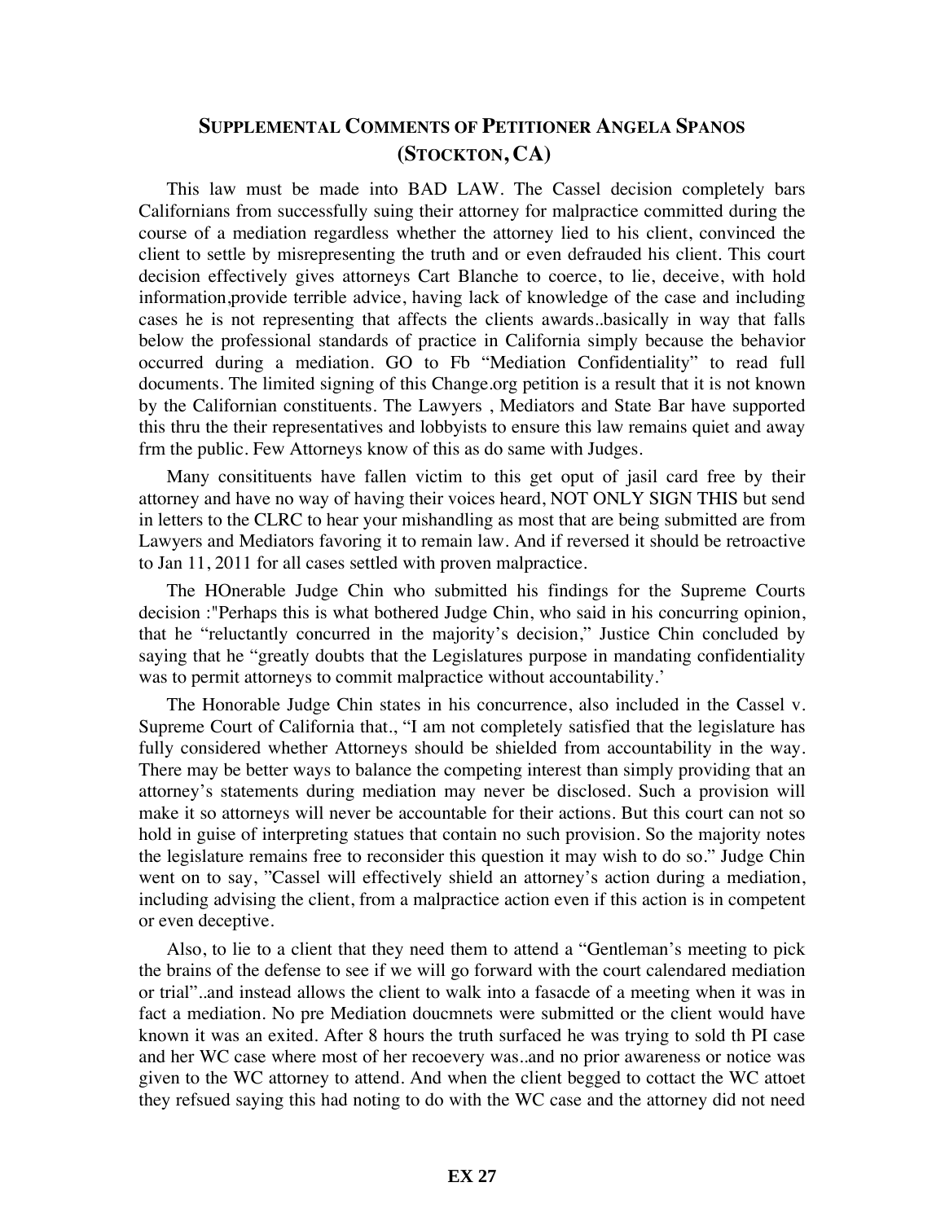## SUPPLEMENTAL COMMENTS OF PETITIONER ANGELA SPANOS (STOCKTON, CA)

This law must be made into BAD LAW. The Cassel decision completely bars Californians from successfully suing their attorney for malpractice committed during the course of a mediation regardless whether the attorney lied to his client, convinced the client to settle by misrepresenting the truth and or even defrauded his client. This court decision effectively gives attorneys Cart Blanche to coerce, to lie, deceive, with hold information,provide terrible advice, having lack of knowledge of the case and including cases he is not representing that affects the clients awards..basically in way that falls below the professional standards of practice in California simply because the behavior occurred during a mediation. GO to Fb "Mediation Confidentiality" to read full documents. The limited signing of this Change.org petition is a result that it is not known by the Californian constituents. The Lawyers , Mediators and State Bar have supported this thru the their representatives and lobbyists to ensure this law remains quiet and away frm the public. Few Attorneys know of this as do same with Judges.

Many consitituents have fallen victim to this get oput of jasil card free by their attorney and have no way of having their voices heard, NOT ONLY SIGN THIS but send in letters to the CLRC to hear your mishandling as most that are being submitted are from Lawyers and Mediators favoring it to remain law. And if reversed it should be retroactive to Jan 11, 2011 for all cases settled with proven malpractice.

The HOnerable Judge Chin who submitted his findings for the Supreme Courts decision :"Perhaps this is what bothered Judge Chin, who said in his concurring opinion, that he "reluctantly concurred in the majority's decision," Justice Chin concluded by saying that he "greatly doubts that the Legislatures purpose in mandating confidentiality was to permit attorneys to commit malpractice without accountability.'

The Honorable Judge Chin states in his concurrence, also included in the Cassel v. Supreme Court of California that., "I am not completely satisfied that the legislature has fully considered whether Attorneys should be shielded from accountability in the way. There may be better ways to balance the competing interest than simply providing that an attorney's statements during mediation may never be disclosed. Such a provision will make it so attorneys will never be accountable for their actions. But this court can not so hold in guise of interpreting statues that contain no such provision. So the majority notes the legislature remains free to reconsider this question it may wish to do so." Judge Chin went on to say, "Cassel will effectively shield an attorney's action during a mediation, including advising the client, from a malpractice action even if this action is in competent or even deceptive.

Also, to lie to a client that they need them to attend a "Gentleman's meeting to pick the brains of the defense to see if we will go forward with the court calendared mediation or trial"..and instead allows the client to walk into a fasacde of a meeting when it was in fact a mediation. No pre Mediation doucmnets were submitted or the client would have known it was an exited. After 8 hours the truth surfaced he was trying to sold th PI case and her WC case where most of her recoevery was..and no prior awareness or notice was given to the WC attorney to attend. And when the client begged to cottact the WC attoet they refsued saying this had noting to do with the WC case and the attorney did not need

**EX 27**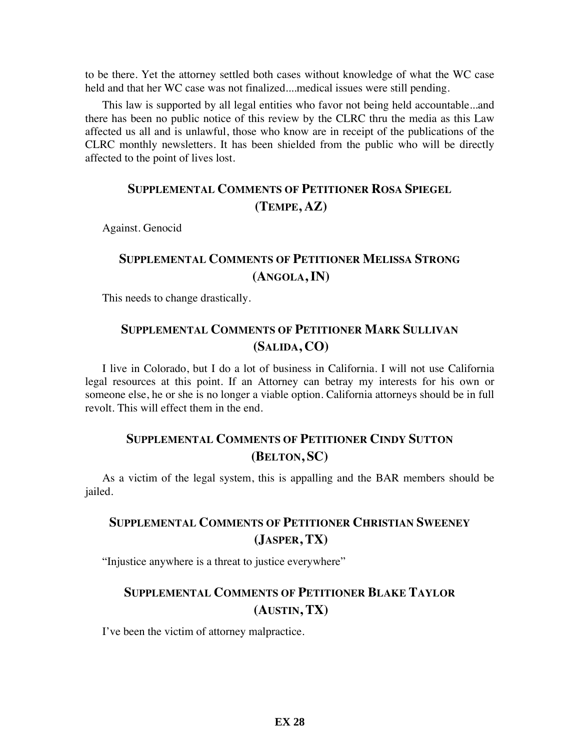to be there. Yet the attorney settled both cases without knowledge of what the WC case held and that her WC case was not finalized....medical issues were still pending.

This law is supported by all legal entities who favor not being held accountable...and there has been no public notice of this review by the CLRC thru the media as this Law affected us all and is unlawful, those who know are in receipt of the publications of the CLRC monthly newsletters. It has been shielded from the public who will be directly affected to the point of lives lost.

## SUPPLEMENTAL COMMENTS OF PETITIONER ROSA SPIEGEL (TEMPE, AZ)

Against. Genocid

## SUPPLEMENTAL COMMENTS OF PETITIONER MELISSA STRONG (ANGOLA, IN)

This needs to change drastically.

## SUPPLEMENTAL COMMENTS OF PETITIONER MARK SULLIVAN (SALIDA, CO)

I live in Colorado, but I do a lot of business in California. I will not use California legal resources at this point. If an Attorney can betray my interests for his own or someone else, he or she is no longer a viable option. California attorneys should be in full revolt. This will effect them in the end.

## SUPPLEMENTAL COMMENTS OF PETITIONER CINDY SUTTON (BELTON, SC)

As a victim of the legal system, this is appalling and the BAR members should be jailed.

## SUPPLEMENTAL COMMENTS OF PETITIONER CHRISTIAN SWEENEY (JASPER, TX)

"Injustice anywhere is a threat to justice everywhere"

## SUPPLEMENTAL COMMENTS OF PETITIONER BLAKE TAYLOR (AUSTIN, TX)

I've been the victim of attorney malpractice.

**EX 28**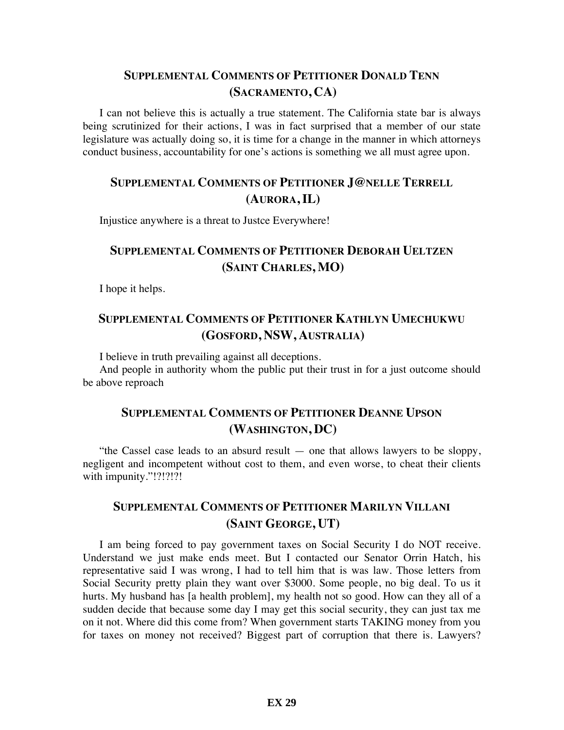## Supplemental Comments of Petitioner Donald Tenn (Sacramento, CA)

I can not believe this is actually a true statement. The California state bar is always being scrutinized for their actions, I was in fact surprised that a member of our state legislature was actually doing so, it is time for a change in the manner in which attorneys conduct business, accountability for one's actions is something we all must agree upon.

## Supplemental Comments of Petitioner J@nelle Terrell (Aurora, IL)

Injustice anywhere is a threat to Justce Everywhere!

## Supplemental Comments of Petitioner Deborah Ueltzen (Saint Charles, MO)

I hope it helps.

## Supplemental Comments of Petitioner Kathlyn Umechukwu (Gosford, NSW, Australia)

I believe in truth prevailing against all deceptions.

And people in authority whom the public put their trust in for a just outcome should be above reproach

## Supplemental Comments of Petitioner Deanne Upson (Washington, DC)

"the Cassel case leads to an absurd result — one that allows lawyers to be sloppy, negligent and incompetent without cost to them, and even worse, to cheat their clients with impunity."!?!?!?!

## Supplemental Comments of Petitioner Marilyn Villani (Saint George, UT)

I am being forced to pay government taxes on Social Security I do NOT receive. Understand we just make ends meet. But I contacted our Senator Orrin Hatch, his representative said I was wrong, I had to tell him that is was law. Those letters from Social Security pretty plain they want over $3000. Some people, no big deal. To us it hurts. My husband has [a health problem], my health not so good. How can they all of a sudden decide that because some day I may get this social security, they can just tax me on it not. Where did this come from? When government starts TAKING money from you for taxes on money not received? Biggest part of corruption that there is. Lawyers?

**EX 29**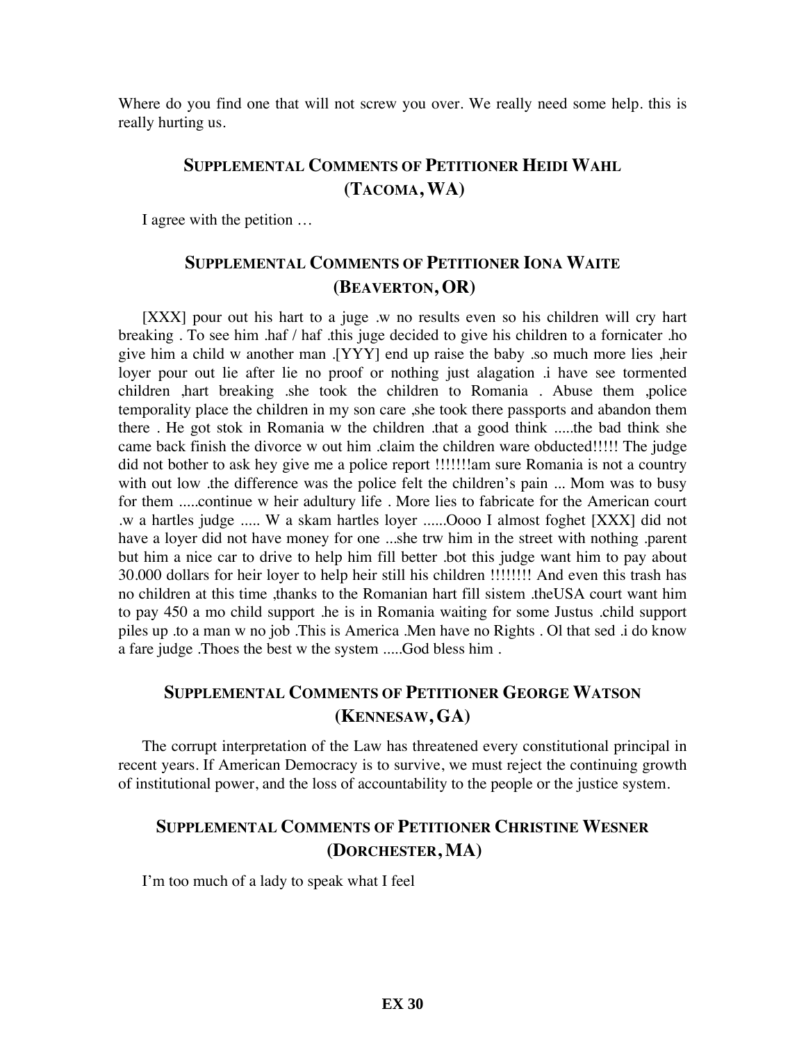Where do you find one that will not screw you over. We really need some help. this is really hurting us.

## SUPPLEMENTAL COMMENTS OF PETITIONER HEIDI WAHL (TACOMA, WA)

I agree with the petition …

## SUPPLEMENTAL COMMENTS OF PETITIONER IONA WAITE (BEAVERTON, OR)

[XXX] pour out his hart to a juge .w no results even so his children will cry hart breaking . To see him .haf / haf .this juge decided to give his children to a fornicater .ho give him a child w another man .[YYY] end up raise the baby .so much more lies ,heir loyer pour out lie after lie no proof or nothing just alagation .i have see tormented children ,hart breaking .she took the children to Romania . Abuse them ,police temporality place the children in my son care ,she took there passports and abandon them there . He got stok in Romania w the children .that a good think .....the bad think she came back finish the divorce w out him .claim the children ware obducted!!!!! The judge did not bother to ask hey give me a police report !!!!!!!am sure Romania is not a country with out low .the difference was the police felt the children's pain ... Mom was to busy for them .....continue w heir adultury life . More lies to fabricate for the American court .w a hartles judge ..... W a skam hartles loyer ......Oooo I almost foghet [XXX] did not have a loyer did not have money for one ...she trw him in the street with nothing .parent but him a nice car to drive to help him fill better .bot this judge want him to pay about 30.000 dollars for heir loyer to help heir still his children !!!!!!!! And even this trash has no children at this time ,thanks to the Romanian hart fill sistem .theUSA court want him to pay 450 a mo child support .he is in Romania waiting for some Justus .child support piles up .to a man w no job .This is America .Men have no Rights . Ol that sed .i do know a fare judge .Thoes the best w the system .....God bless him .

## SUPPLEMENTAL COMMENTS OF PETITIONER GEORGE WATSON (KENNESAW, GA)

The corrupt interpretation of the Law has threatened every constitutional principal in recent years. If American Democracy is to survive, we must reject the continuing growth of institutional power, and the loss of accountability to the people or the justice system.

## SUPPLEMENTAL COMMENTS OF PETITIONER CHRISTINE WESNER (DORCHESTER, MA)

I'm too much of a lady to speak what I feel

**EX 30**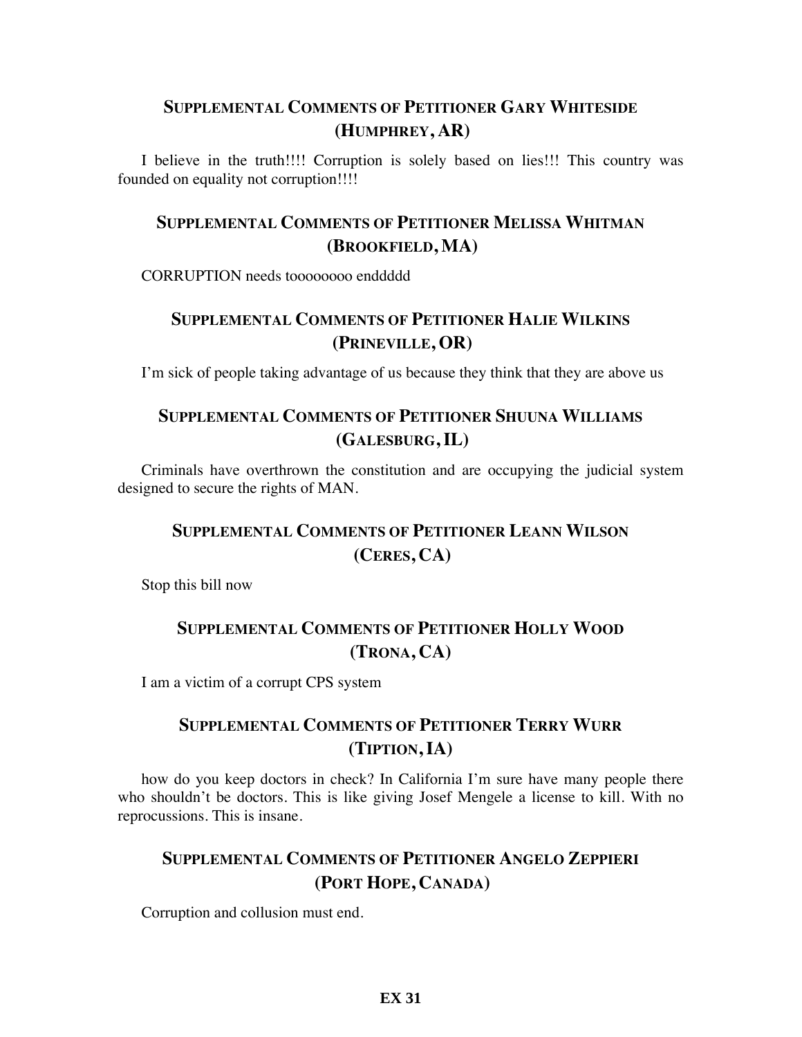## SUPPLEMENTAL COMMENTS OF PETITIONER GARY WHITESIDE (HUMPHREY, AR)

I believe in the truth!!!! Corruption is solely based on lies!!! This country was founded on equality not corruption!!!!

## SUPPLEMENTAL COMMENTS OF PETITIONER MELISSA WHITMAN (BROOKFIELD, MA)

CORRUPTION needs toooooooo enddddd

## SUPPLEMENTAL COMMENTS OF PETITIONER HALIE WILKINS (PRINEVILLE, OR)

I'm sick of people taking advantage of us because they think that they are above us

## SUPPLEMENTAL COMMENTS OF PETITIONER SHUUNA WILLIAMS (GALESBURG, IL)

Criminals have overthrown the constitution and are occupying the judicial system designed to secure the rights of MAN.

## SUPPLEMENTAL COMMENTS OF PETITIONER LEANN WILSON (CERES, CA)

Stop this bill now

## SUPPLEMENTAL COMMENTS OF PETITIONER HOLLY WOOD (TRONA, CA)

I am a victim of a corrupt CPS system

## SUPPLEMENTAL COMMENTS OF PETITIONER TERRY WURR (TIPTION, IA)

how do you keep doctors in check? In California I'm sure have many people there who shouldn't be doctors. This is like giving Josef Mengele a license to kill. With no reprocussions. This is insane.

## SUPPLEMENTAL COMMENTS OF PETITIONER ANGELO ZEPPIERI (PORT HOPE, CANADA)

Corruption and collusion must end.

**EX 31**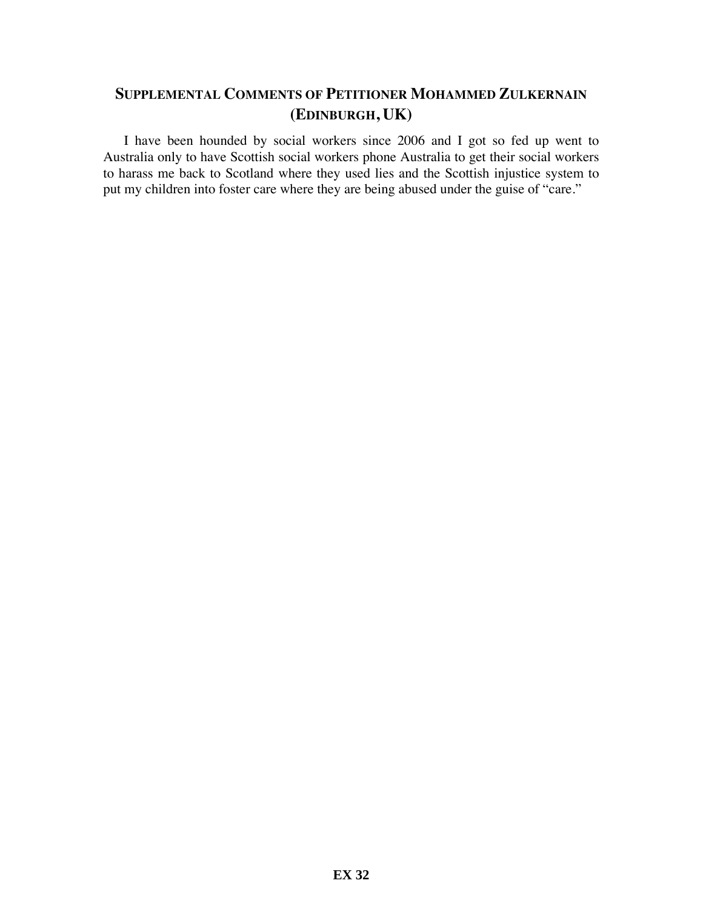## Supplemental Comments of Petitioner Mohammed Zulkernain (Edinburgh, UK)

I have been hounded by social workers since 2006 and I got so fed up went to Australia only to have Scottish social workers phone Australia to get their social workers to harass me back to Scotland where they used lies and the Scottish injustice system to put my children into foster care where they are being abused under the guise of "care."

**EX 32**